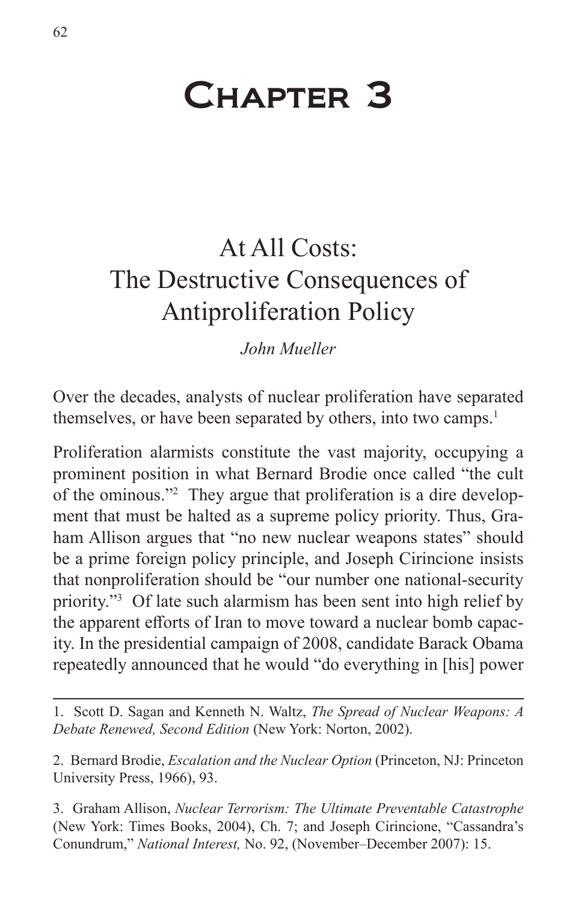# Chapter 3

## At All Costs: The Destructive Consequences of Antiproliferation Policy

*John Mueller*

Over the decades, analysts of nuclear proliferation have separated themselves, or have been separated by others, into two camps.[1]

Proliferation alarmists constitute the vast majority, occupying a prominent position in what Bernard Brodie once called "the cult of the ominous."[2] They argue that proliferation is a dire development that must be halted as a supreme policy priority. Thus, Graham Allison argues that "no new nuclear weapons states" should be a prime foreign policy principle, and Joseph Cirincione insists that nonproliferation should be "our number one national-security priority."[3] Of late such alarmism has been sent into high relief by the apparent efforts of Iran to move toward a nuclear bomb capacity. In the presidential campaign of 2008, candidate Barack Obama repeatedly announced that he would "do everything in [his] power

---

1. Scott D. Sagan and Kenneth N. Waltz, *The Spread of Nuclear Weapons: A Debate Renewed, Second Edition* (New York: Norton, 2002).

2. Bernard Brodie, *Escalation and the Nuclear Option* (Princeton, NJ: Princeton University Press, 1966), 93.

3. Graham Allison, *Nuclear Terrorism: The Ultimate Preventable Catastrophe* (New York: Times Books, 2004), Ch. 7; and Joseph Cirincione, "Cassandra's Conundrum," *National Interest,* No. 92, (November–December 2007): 15.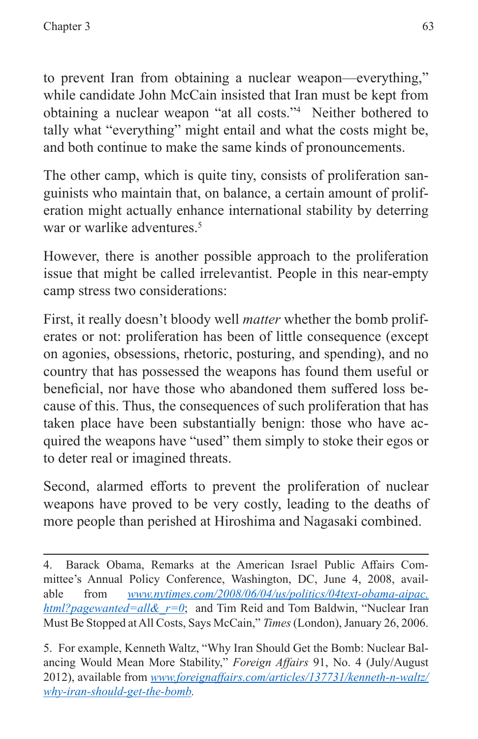to prevent Iran from obtaining a nuclear weapon—everything," while candidate John McCain insisted that Iran must be kept from obtaining a nuclear weapon "at all costs."[4] Neither bothered to tally what "everything" might entail and what the costs might be, and both continue to make the same kinds of pronouncements.

The other camp, which is quite tiny, consists of proliferation sanguinists who maintain that, on balance, a certain amount of proliferation might actually enhance international stability by deterring war or warlike adventures.[5]

However, there is another possible approach to the proliferation issue that might be called irrelevantist. People in this near-empty camp stress two considerations:

First, it really doesn't bloody well *matter* whether the bomb proliferates or not: proliferation has been of little consequence (except on agonies, obsessions, rhetoric, posturing, and spending), and no country that has possessed the weapons has found them useful or beneficial, nor have those who abandoned them suffered loss because of this. Thus, the consequences of such proliferation that has taken place have been substantially benign: those who have acquired the weapons have "used" them simply to stoke their egos or to deter real or imagined threats.

Second, alarmed efforts to prevent the proliferation of nuclear weapons have proved to be very costly, leading to the deaths of more people than perished at Hiroshima and Nagasaki combined.

---

4. Barack Obama, Remarks at the American Israel Public Affairs Committee's Annual Policy Conference, Washington, DC, June 4, 2008, available from *www.nytimes.com/2008/06/04/us/politics/04text-obama-aipac.html?pagewanted=all&_r=0*; and Tim Reid and Tom Baldwin, "Nuclear Iran Must Be Stopped at All Costs, Says McCain," *Times* (London), January 26, 2006.

5. For example, Kenneth Waltz, "Why Iran Should Get the Bomb: Nuclear Balancing Would Mean More Stability," *Foreign Affairs* 91, No. 4 (July/August 2012), available from *www.foreignaffairs.com/articles/137731/kenneth-n-waltz/why-iran-should-get-the-bomb*.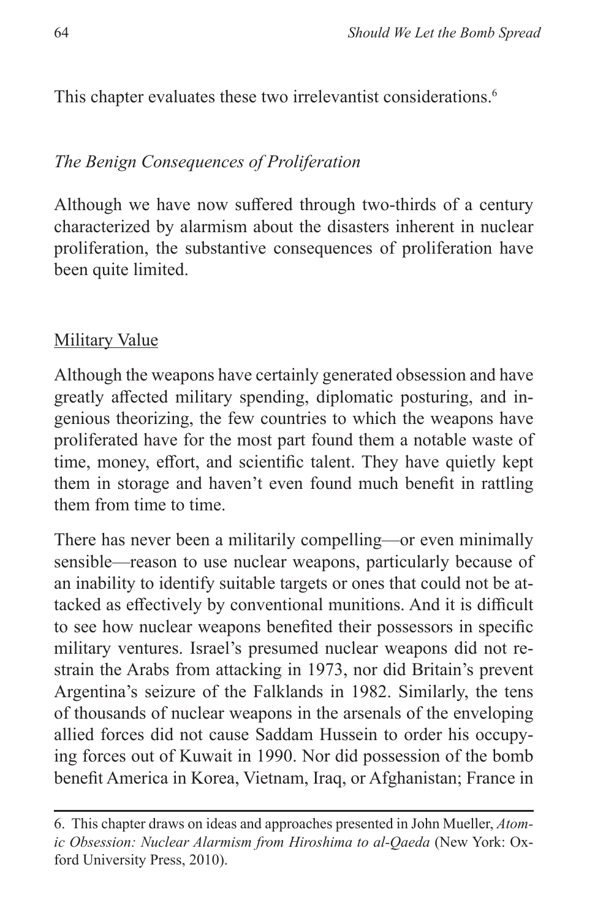This chapter evaluates these two irrelevantist considerations.[6]

*The Benign Consequences of Proliferation*

Although we have now suffered through two-thirds of a century characterized by alarmism about the disasters inherent in nuclear proliferation, the substantive consequences of proliferation have been quite limited.

<u>Military Value</u>

Although the weapons have certainly generated obsession and have greatly affected military spending, diplomatic posturing, and ingenious theorizing, the few countries to which the weapons have proliferated have for the most part found them a notable waste of time, money, effort, and scientific talent. They have quietly kept them in storage and haven't even found much benefit in rattling them from time to time.

There has never been a militarily compelling—or even minimally sensible—reason to use nuclear weapons, particularly because of an inability to identify suitable targets or ones that could not be attacked as effectively by conventional munitions. And it is difficult to see how nuclear weapons benefited their possessors in specific military ventures. Israel's presumed nuclear weapons did not restrain the Arabs from attacking in 1973, nor did Britain's prevent Argentina's seizure of the Falklands in 1982. Similarly, the tens of thousands of nuclear weapons in the arsenals of the enveloping allied forces did not cause Saddam Hussein to order his occupying forces out of Kuwait in 1990. Nor did possession of the bomb benefit America in Korea, Vietnam, Iraq, or Afghanistan; France in

---

6. This chapter draws on ideas and approaches presented in John Mueller, *Atomic Obsession: Nuclear Alarmism from Hiroshima to al-Qaeda* (New York: Oxford University Press, 2010).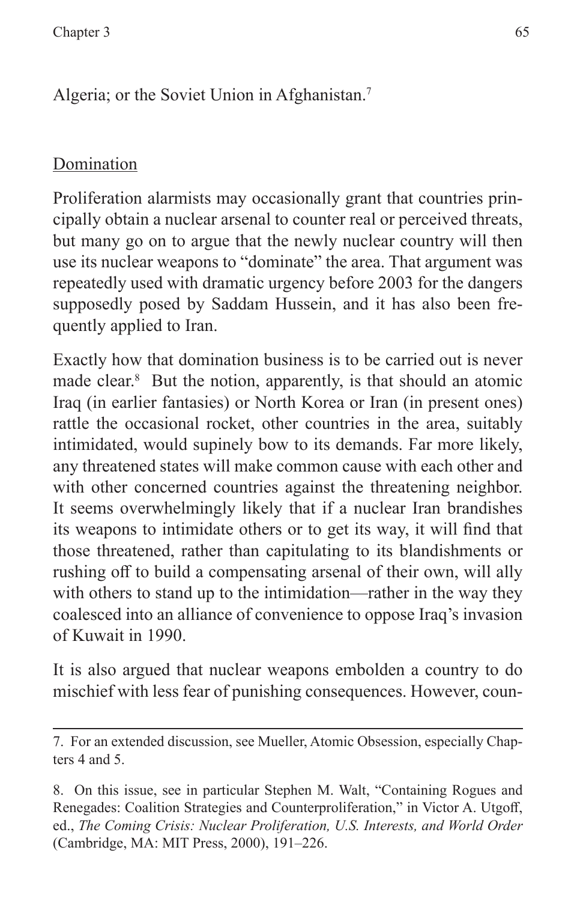Algeria; or the Soviet Union in Afghanistan.[7]

Domination

Proliferation alarmists may occasionally grant that countries principally obtain a nuclear arsenal to counter real or perceived threats, but many go on to argue that the newly nuclear country will then use its nuclear weapons to "dominate" the area. That argument was repeatedly used with dramatic urgency before 2003 for the dangers supposedly posed by Saddam Hussein, and it has also been frequently applied to Iran.

Exactly how that domination business is to be carried out is never made clear.[8] But the notion, apparently, is that should an atomic Iraq (in earlier fantasies) or North Korea or Iran (in present ones) rattle the occasional rocket, other countries in the area, suitably intimidated, would supinely bow to its demands. Far more likely, any threatened states will make common cause with each other and with other concerned countries against the threatening neighbor. It seems overwhelmingly likely that if a nuclear Iran brandishes its weapons to intimidate others or to get its way, it will find that those threatened, rather than capitulating to its blandishments or rushing off to build a compensating arsenal of their own, will ally with others to stand up to the intimidation—rather in the way they coalesced into an alliance of convenience to oppose Iraq's invasion of Kuwait in 1990.

It is also argued that nuclear weapons embolden a country to do mischief with less fear of punishing consequences. However, coun-

---

7. For an extended discussion, see Mueller, Atomic Obsession, especially Chapters 4 and 5.

8. On this issue, see in particular Stephen M. Walt, "Containing Rogues and Renegades: Coalition Strategies and Counterproliferation," in Victor A. Utgoff, ed., *The Coming Crisis: Nuclear Proliferation, U.S. Interests, and World Order* (Cambridge, MA: MIT Press, 2000), 191–226.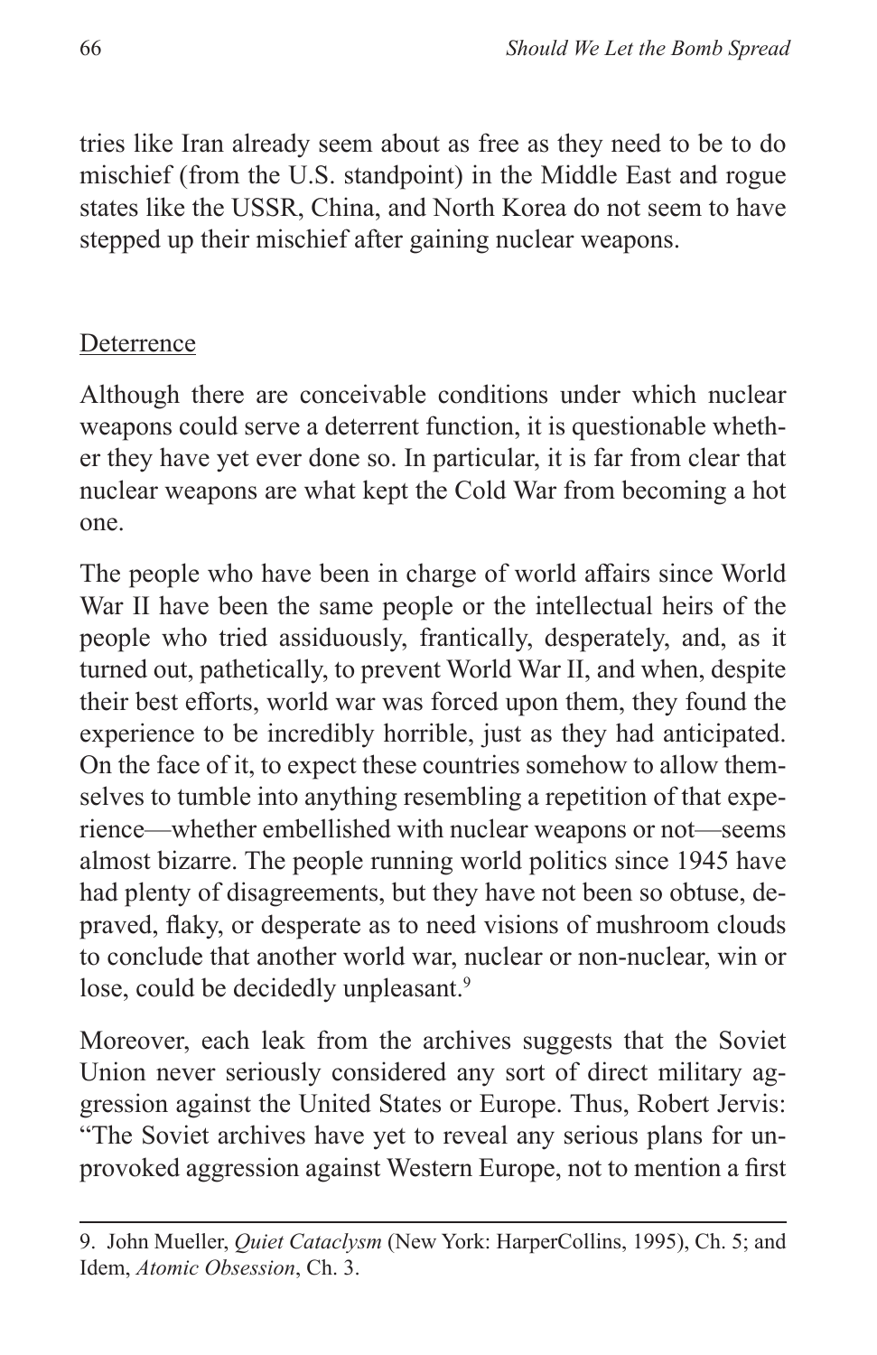tries like Iran already seem about as free as they need to be to do mischief (from the U.S. standpoint) in the Middle East and rogue states like the USSR, China, and North Korea do not seem to have stepped up their mischief after gaining nuclear weapons.

## Deterrence

Although there are conceivable conditions under which nuclear weapons could serve a deterrent function, it is questionable whether they have yet ever done so. In particular, it is far from clear that nuclear weapons are what kept the Cold War from becoming a hot one.

The people who have been in charge of world affairs since World War II have been the same people or the intellectual heirs of the people who tried assiduously, frantically, desperately, and, as it turned out, pathetically, to prevent World War II, and when, despite their best efforts, world war was forced upon them, they found the experience to be incredibly horrible, just as they had anticipated. On the face of it, to expect these countries somehow to allow themselves to tumble into anything resembling a repetition of that experience—whether embellished with nuclear weapons or not—seems almost bizarre. The people running world politics since 1945 have had plenty of disagreements, but they have not been so obtuse, depraved, flaky, or desperate as to need visions of mushroom clouds to conclude that another world war, nuclear or non-nuclear, win or lose, could be decidedly unpleasant.[9]

Moreover, each leak from the archives suggests that the Soviet Union never seriously considered any sort of direct military aggression against the United States or Europe. Thus, Robert Jervis: "The Soviet archives have yet to reveal any serious plans for unprovoked aggression against Western Europe, not to mention a first

---

9. John Mueller, *Quiet Cataclysm* (New York: HarperCollins, 1995), Ch. 5; and Idem, *Atomic Obsession*, Ch. 3.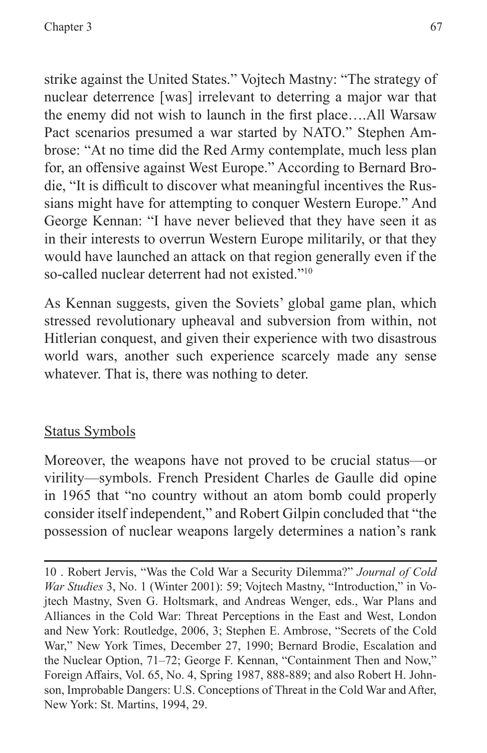strike against the United States." Vojtech Mastny: "The strategy of nuclear deterrence [was] irrelevant to deterring a major war that the enemy did not wish to launch in the first place….All Warsaw Pact scenarios presumed a war started by NATO." Stephen Ambrose: "At no time did the Red Army contemplate, much less plan for, an offensive against West Europe." According to Bernard Brodie, "It is difficult to discover what meaningful incentives the Russians might have for attempting to conquer Western Europe." And George Kennan: "I have never believed that they have seen it as in their interests to overrun Western Europe militarily, or that they would have launched an attack on that region generally even if the so-called nuclear deterrent had not existed."[10]

As Kennan suggests, given the Soviets' global game plan, which stressed revolutionary upheaval and subversion from within, not Hitlerian conquest, and given their experience with two disastrous world wars, another such experience scarcely made any sense whatever. That is, there was nothing to deter.

## Status Symbols

Moreover, the weapons have not proved to be crucial status—or virility—symbols. French President Charles de Gaulle did opine in 1965 that "no country without an atom bomb could properly consider itself independent," and Robert Gilpin concluded that "the possession of nuclear weapons largely determines a nation's rank

---

10 . Robert Jervis, "Was the Cold War a Security Dilemma?" *Journal of Cold War Studies* 3, No. 1 (Winter 2001): 59; Vojtech Mastny, "Introduction," in Vojtech Mastny, Sven G. Holtsmark, and Andreas Wenger, eds., War Plans and Alliances in the Cold War: Threat Perceptions in the East and West, London and New York: Routledge, 2006, 3; Stephen E. Ambrose, "Secrets of the Cold War," New York Times, December 27, 1990; Bernard Brodie, Escalation and the Nuclear Option, 71–72; George F. Kennan, "Containment Then and Now," Foreign Affairs, Vol. 65, No. 4, Spring 1987, 888-889; and also Robert H. Johnson, Improbable Dangers: U.S. Conceptions of Threat in the Cold War and After, New York: St. Martins, 1994, 29.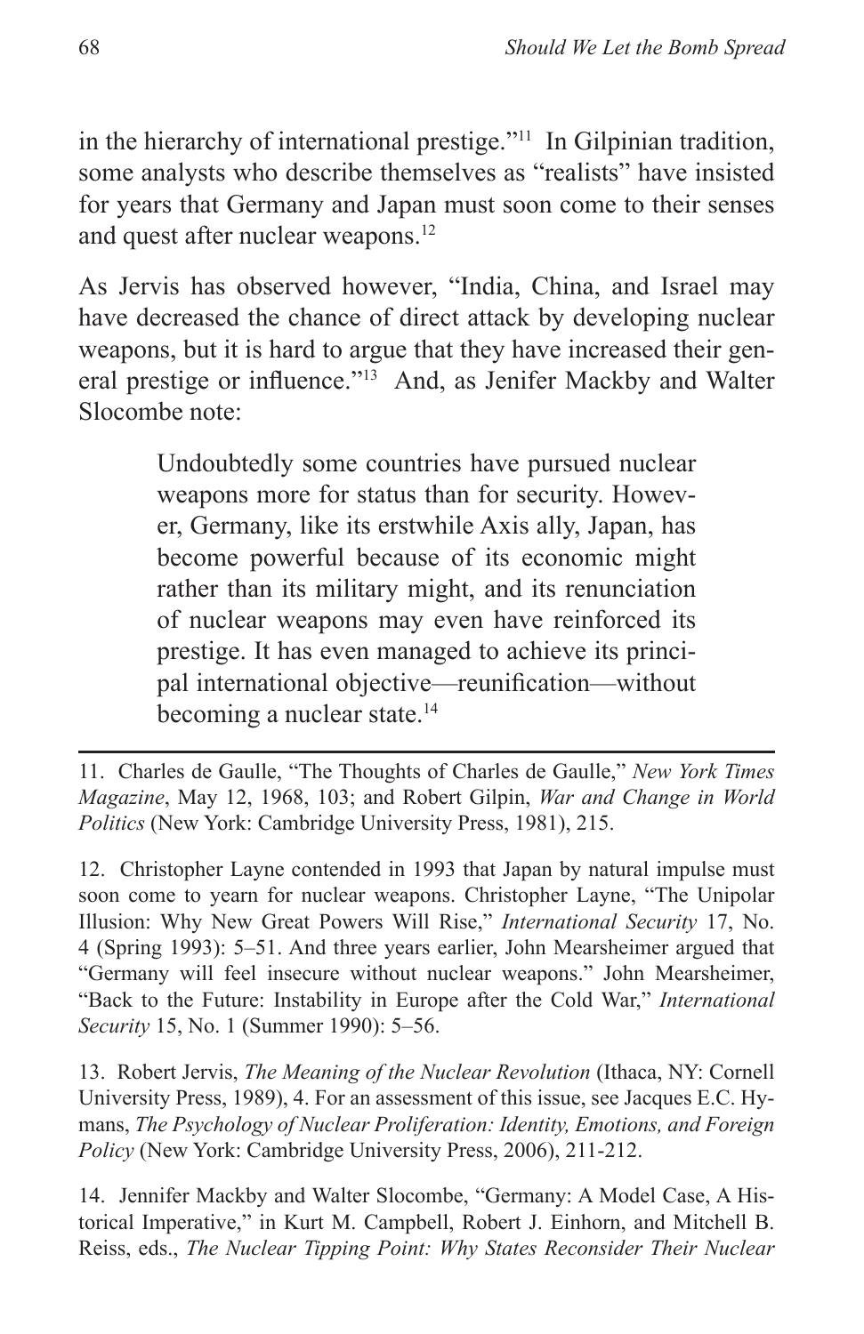in the hierarchy of international prestige."[11] In Gilpinian tradition, some analysts who describe themselves as "realists" have insisted for years that Germany and Japan must soon come to their senses and quest after nuclear weapons.[12]

As Jervis has observed however, "India, China, and Israel may have decreased the chance of direct attack by developing nuclear weapons, but it is hard to argue that they have increased their general prestige or influence."[13] And, as Jenifer Mackby and Walter Slocombe note:

> Undoubtedly some countries have pursued nuclear weapons more for status than for security. However, Germany, like its erstwhile Axis ally, Japan, has become powerful because of its economic might rather than its military might, and its renunciation of nuclear weapons may even have reinforced its prestige. It has even managed to achieve its principal international objective—reunification—without becoming a nuclear state.[14]

---

11. Charles de Gaulle, "The Thoughts of Charles de Gaulle," *New York Times Magazine*, May 12, 1968, 103; and Robert Gilpin, *War and Change in World Politics* (New York: Cambridge University Press, 1981), 215.

12. Christopher Layne contended in 1993 that Japan by natural impulse must soon come to yearn for nuclear weapons. Christopher Layne, "The Unipolar Illusion: Why New Great Powers Will Rise," *International Security* 17, No. 4 (Spring 1993): 5–51. And three years earlier, John Mearsheimer argued that "Germany will feel insecure without nuclear weapons." John Mearsheimer, "Back to the Future: Instability in Europe after the Cold War," *International Security* 15, No. 1 (Summer 1990): 5–56.

13. Robert Jervis, *The Meaning of the Nuclear Revolution* (Ithaca, NY: Cornell University Press, 1989), 4. For an assessment of this issue, see Jacques E.C. Hymans, *The Psychology of Nuclear Proliferation: Identity, Emotions, and Foreign Policy* (New York: Cambridge University Press, 2006), 211-212.

14. Jennifer Mackby and Walter Slocombe, "Germany: A Model Case, A Historical Imperative," in Kurt M. Campbell, Robert J. Einhorn, and Mitchell B. Reiss, eds., *The Nuclear Tipping Point: Why States Reconsider Their Nuclear*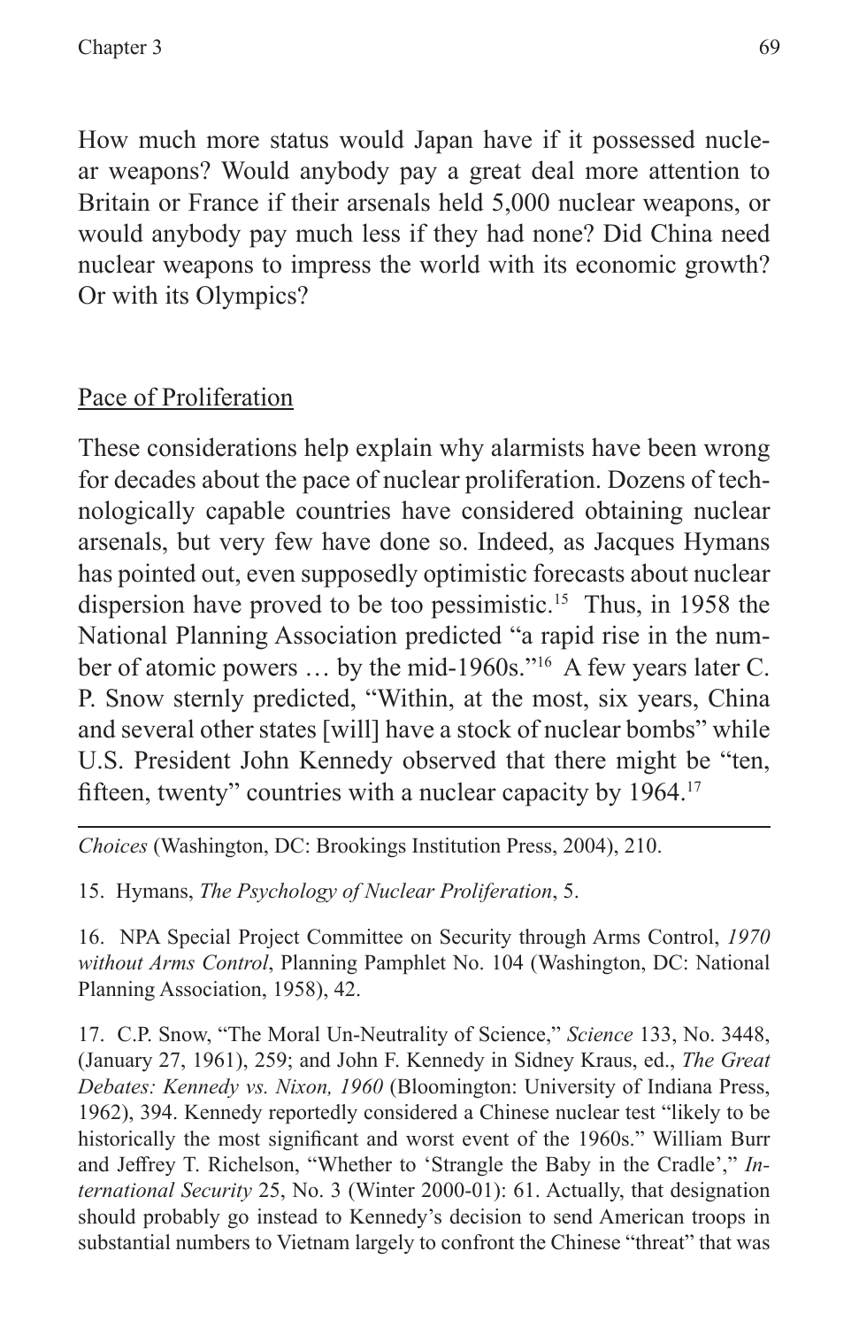How much more status would Japan have if it possessed nuclear weapons? Would anybody pay a great deal more attention to Britain or France if their arsenals held 5,000 nuclear weapons, or would anybody pay much less if they had none? Did China need nuclear weapons to impress the world with its economic growth? Or with its Olympics?

## Pace of Proliferation

These considerations help explain why alarmists have been wrong for decades about the pace of nuclear proliferation. Dozens of technologically capable countries have considered obtaining nuclear arsenals, but very few have done so. Indeed, as Jacques Hymans has pointed out, even supposedly optimistic forecasts about nuclear dispersion have proved to be too pessimistic.[15] Thus, in 1958 the National Planning Association predicted "a rapid rise in the number of atomic powers … by the mid-1960s."[16] A few years later C. P. Snow sternly predicted, "Within, at the most, six years, China and several other states [will] have a stock of nuclear bombs" while U.S. President John Kennedy observed that there might be "ten, fifteen, twenty" countries with a nuclear capacity by 1964.[17]

---

*Choices* (Washington, DC: Brookings Institution Press, 2004), 210.

15. Hymans, *The Psychology of Nuclear Proliferation*, 5.

16. NPA Special Project Committee on Security through Arms Control, *1970 without Arms Control*, Planning Pamphlet No. 104 (Washington, DC: National Planning Association, 1958), 42.

17. C.P. Snow, "The Moral Un-Neutrality of Science," *Science* 133, No. 3448, (January 27, 1961), 259; and John F. Kennedy in Sidney Kraus, ed., *The Great Debates: Kennedy vs. Nixon, 1960* (Bloomington: University of Indiana Press, 1962), 394. Kennedy reportedly considered a Chinese nuclear test "likely to be historically the most significant and worst event of the 1960s." William Burr and Jeffrey T. Richelson, "Whether to 'Strangle the Baby in the Cradle'," *International Security* 25, No. 3 (Winter 2000-01): 61. Actually, that designation should probably go instead to Kennedy's decision to send American troops in substantial numbers to Vietnam largely to confront the Chinese "threat" that was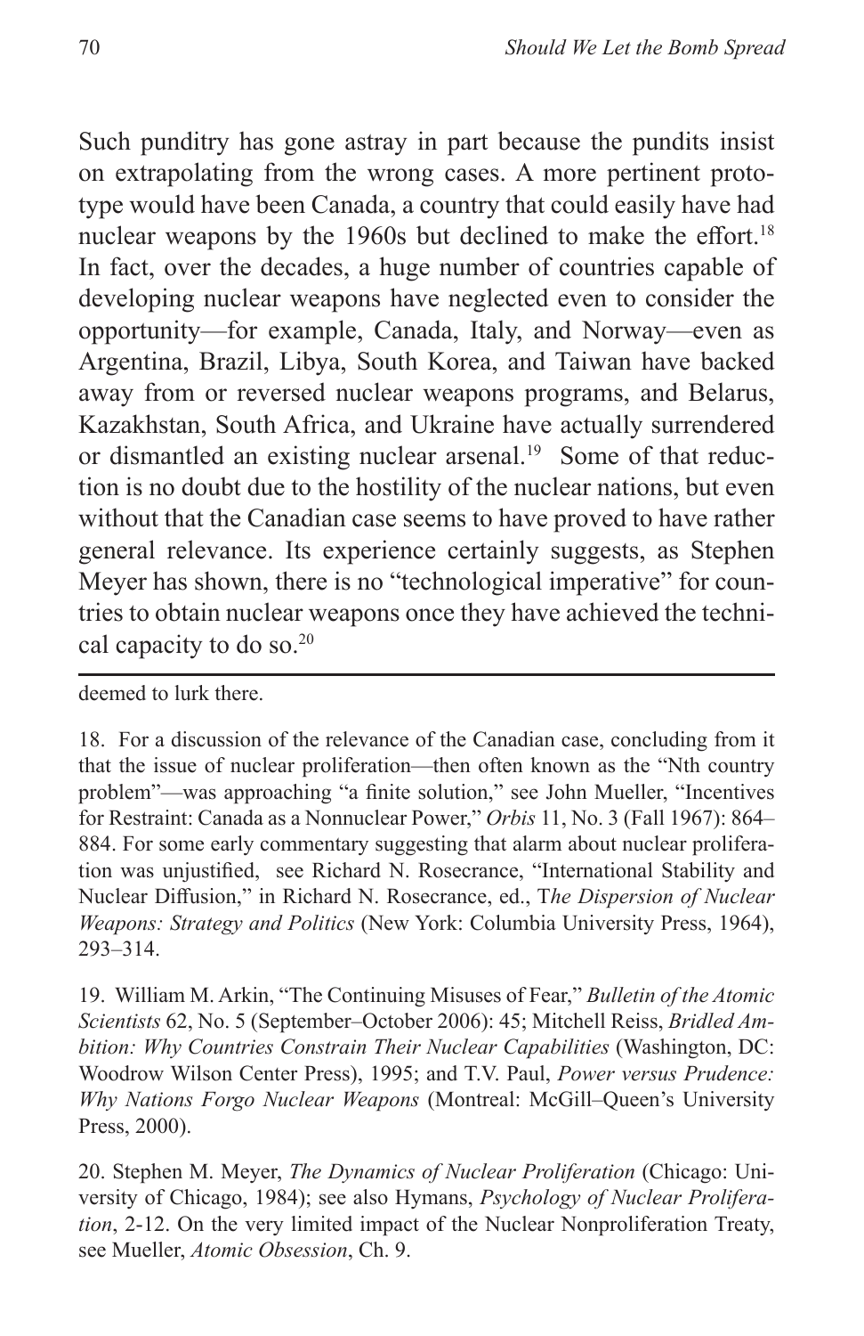Such punditry has gone astray in part because the pundits insist on extrapolating from the wrong cases. A more pertinent prototype would have been Canada, a country that could easily have had nuclear weapons by the 1960s but declined to make the effort.[18] In fact, over the decades, a huge number of countries capable of developing nuclear weapons have neglected even to consider the opportunity—for example, Canada, Italy, and Norway—even as Argentina, Brazil, Libya, South Korea, and Taiwan have backed away from or reversed nuclear weapons programs, and Belarus, Kazakhstan, South Africa, and Ukraine have actually surrendered or dismantled an existing nuclear arsenal.[19] Some of that reduction is no doubt due to the hostility of the nuclear nations, but even without that the Canadian case seems to have proved to have rather general relevance. Its experience certainly suggests, as Stephen Meyer has shown, there is no "technological imperative" for countries to obtain nuclear weapons once they have achieved the technical capacity to do so.[20]

---

deemed to lurk there.

18. For a discussion of the relevance of the Canadian case, concluding from it that the issue of nuclear proliferation—then often known as the "Nth country problem"—was approaching "a finite solution," see John Mueller, "Incentives for Restraint: Canada as a Nonnuclear Power," *Orbis* 11, No. 3 (Fall 1967): 864–884. For some early commentary suggesting that alarm about nuclear proliferation was unjustified, see Richard N. Rosecrance, "International Stability and Nuclear Diffusion," in Richard N. Rosecrance, ed., T*he Dispersion of Nuclear Weapons: Strategy and Politics* (New York: Columbia University Press, 1964), 293–314.

19. William M. Arkin, "The Continuing Misuses of Fear," *Bulletin of the Atomic Scientists* 62, No. 5 (September–October 2006): 45; Mitchell Reiss, *Bridled Ambition: Why Countries Constrain Their Nuclear Capabilities* (Washington, DC: Woodrow Wilson Center Press), 1995; and T.V. Paul, *Power versus Prudence: Why Nations Forgo Nuclear Weapons* (Montreal: McGill–Queen's University Press, 2000).

20. Stephen M. Meyer, *The Dynamics of Nuclear Proliferation* (Chicago: University of Chicago, 1984); see also Hymans, *Psychology of Nuclear Proliferation*, 2-12. On the very limited impact of the Nuclear Nonproliferation Treaty, see Mueller, *Atomic Obsession*, Ch. 9.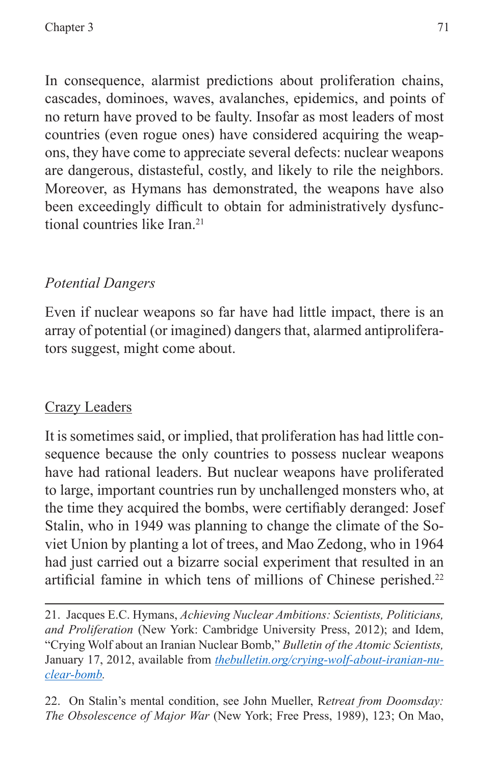In consequence, alarmist predictions about proliferation chains, cascades, dominoes, waves, avalanches, epidemics, and points of no return have proved to be faulty. Insofar as most leaders of most countries (even rogue ones) have considered acquiring the weapons, they have come to appreciate several defects: nuclear weapons are dangerous, distasteful, costly, and likely to rile the neighbors. Moreover, as Hymans has demonstrated, the weapons have also been exceedingly difficult to obtain for administratively dysfunctional countries like Iran.[21]

### *Potential Dangers*

Even if nuclear weapons so far have had little impact, there is an array of potential (or imagined) dangers that, alarmed antiproliferators suggest, might come about.

#### <u>Crazy Leaders</u>

It is sometimes said, or implied, that proliferation has had little consequence because the only countries to possess nuclear weapons have had rational leaders. But nuclear weapons have proliferated to large, important countries run by unchallenged monsters who, at the time they acquired the bombs, were certifiably deranged: Josef Stalin, who in 1949 was planning to change the climate of the Soviet Union by planting a lot of trees, and Mao Zedong, who in 1964 had just carried out a bizarre social experiment that resulted in an artificial famine in which tens of millions of Chinese perished.[22]

---

21. Jacques E.C. Hymans, *Achieving Nuclear Ambitions: Scientists, Politicians, and Proliferation* (New York: Cambridge University Press, 2012); and Idem, "Crying Wolf about an Iranian Nuclear Bomb," *Bulletin of the Atomic Scientists,* January 17, 2012, available from *thebulletin.org/crying-wolf-about-iranian-nuclear-bomb*.

22. On Stalin's mental condition, see John Mueller, R*etreat from Doomsday: The Obsolescence of Major War* (New York; Free Press, 1989), 123; On Mao,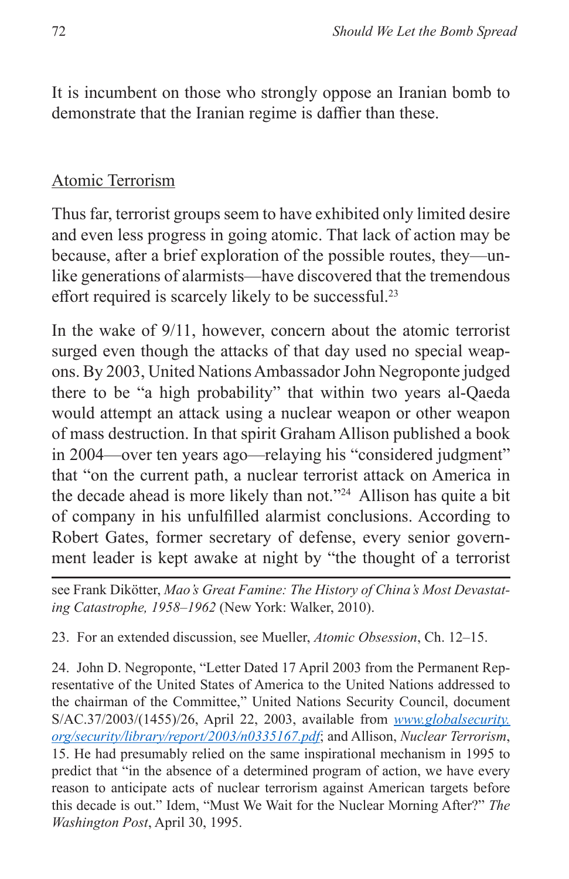It is incumbent on those who strongly oppose an Iranian bomb to demonstrate that the Iranian regime is daffier than these.

## Atomic Terrorism

Thus far, terrorist groups seem to have exhibited only limited desire and even less progress in going atomic. That lack of action may be because, after a brief exploration of the possible routes, they—unlike generations of alarmists—have discovered that the tremendous effort required is scarcely likely to be successful.[23]

In the wake of 9/11, however, concern about the atomic terrorist surged even though the attacks of that day used no special weapons. By 2003, United Nations Ambassador John Negroponte judged there to be "a high probability" that within two years al-Qaeda would attempt an attack using a nuclear weapon or other weapon of mass destruction. In that spirit Graham Allison published a book in 2004—over ten years ago—relaying his "considered judgment" that "on the current path, a nuclear terrorist attack on America in the decade ahead is more likely than not."[24] Allison has quite a bit of company in his unfulfilled alarmist conclusions. According to Robert Gates, former secretary of defense, every senior government leader is kept awake at night by "the thought of a terrorist

---

see Frank Dikötter, *Mao's Great Famine: The History of China's Most Devastating Catastrophe, 1958–1962* (New York: Walker, 2010).

23. For an extended discussion, see Mueller, *Atomic Obsession*, Ch. 12–15.

24. John D. Negroponte, "Letter Dated 17 April 2003 from the Permanent Representative of the United States of America to the United Nations addressed to the chairman of the Committee," United Nations Security Council, document S/AC.37/2003/(1455)/26, April 22, 2003, available from *www.globalsecurity.org/security/library/report/2003/n0335167.pdf*; and Allison, *Nuclear Terrorism*, 15. He had presumably relied on the same inspirational mechanism in 1995 to predict that "in the absence of a determined program of action, we have every reason to anticipate acts of nuclear terrorism against American targets before this decade is out." Idem, "Must We Wait for the Nuclear Morning After?" *The Washington Post*, April 30, 1995.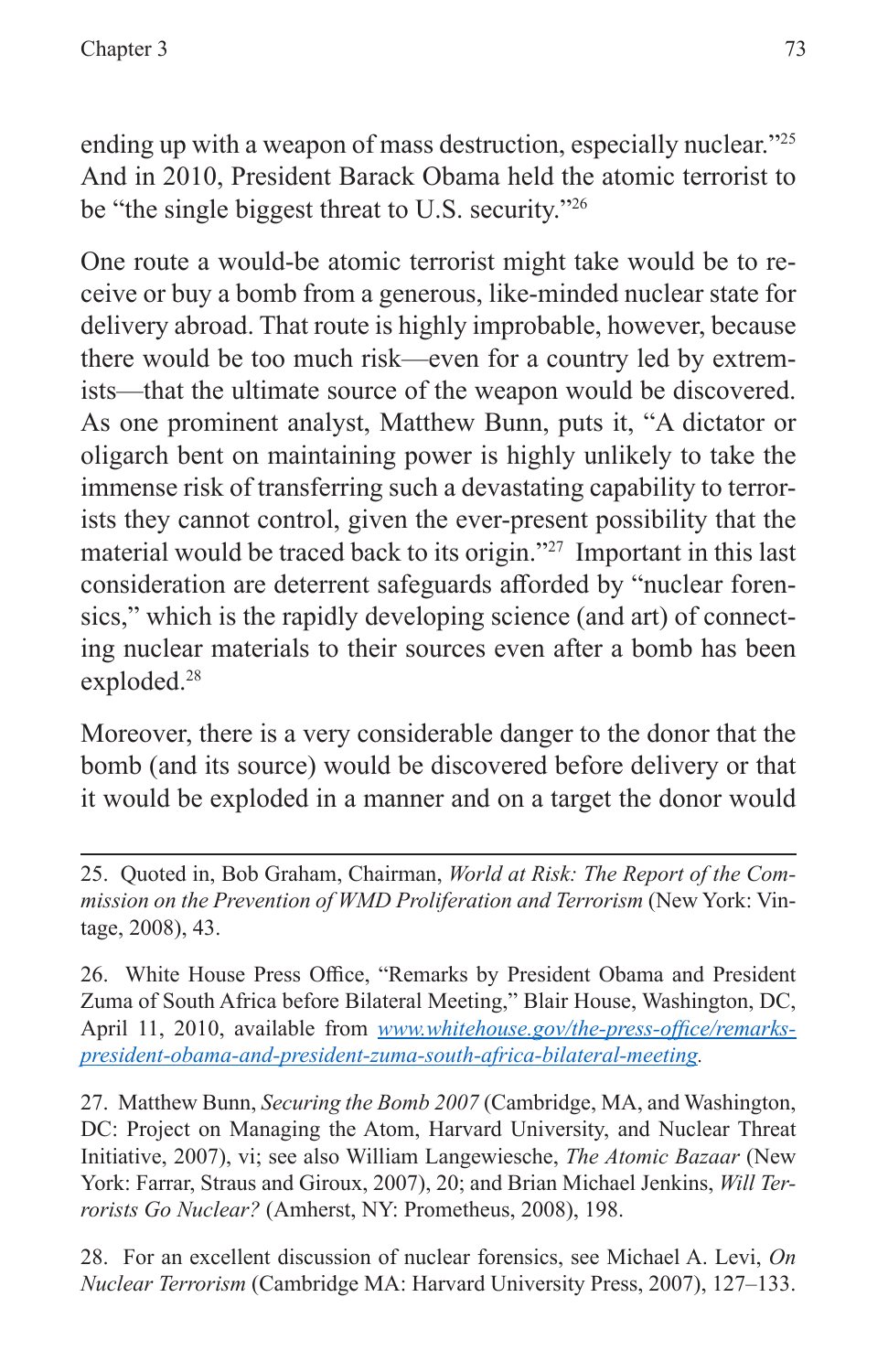ending up with a weapon of mass destruction, especially nuclear."[25] And in 2010, President Barack Obama held the atomic terrorist to be "the single biggest threat to U.S. security."[26]

One route a would-be atomic terrorist might take would be to receive or buy a bomb from a generous, like-minded nuclear state for delivery abroad. That route is highly improbable, however, because there would be too much risk—even for a country led by extremists—that the ultimate source of the weapon would be discovered. As one prominent analyst, Matthew Bunn, puts it, "A dictator or oligarch bent on maintaining power is highly unlikely to take the immense risk of transferring such a devastating capability to terrorists they cannot control, given the ever-present possibility that the material would be traced back to its origin."[27] Important in this last consideration are deterrent safeguards afforded by "nuclear forensics," which is the rapidly developing science (and art) of connecting nuclear materials to their sources even after a bomb has been exploded.[28]

Moreover, there is a very considerable danger to the donor that the bomb (and its source) would be discovered before delivery or that it would be exploded in a manner and on a target the donor would

---

25. Quoted in, Bob Graham, Chairman, *World at Risk: The Report of the Commission on the Prevention of WMD Proliferation and Terrorism* (New York: Vintage, 2008), 43.

26. White House Press Office, "Remarks by President Obama and President Zuma of South Africa before Bilateral Meeting," Blair House, Washington, DC, April 11, 2010, available from [www.whitehouse.gov/the-press-office/remarks-president-obama-and-president-zuma-south-africa-bilateral-meeting](www.whitehouse.gov/the-press-office/remarks-president-obama-and-president-zuma-south-africa-bilateral-meeting).

27. Matthew Bunn, *Securing the Bomb 2007* (Cambridge, MA, and Washington, DC: Project on Managing the Atom, Harvard University, and Nuclear Threat Initiative, 2007), vi; see also William Langewiesche, *The Atomic Bazaar* (New York: Farrar, Straus and Giroux, 2007), 20; and Brian Michael Jenkins, *Will Terrorists Go Nuclear?* (Amherst, NY: Prometheus, 2008), 198.

28. For an excellent discussion of nuclear forensics, see Michael A. Levi, *On Nuclear Terrorism* (Cambridge MA: Harvard University Press, 2007), 127–133.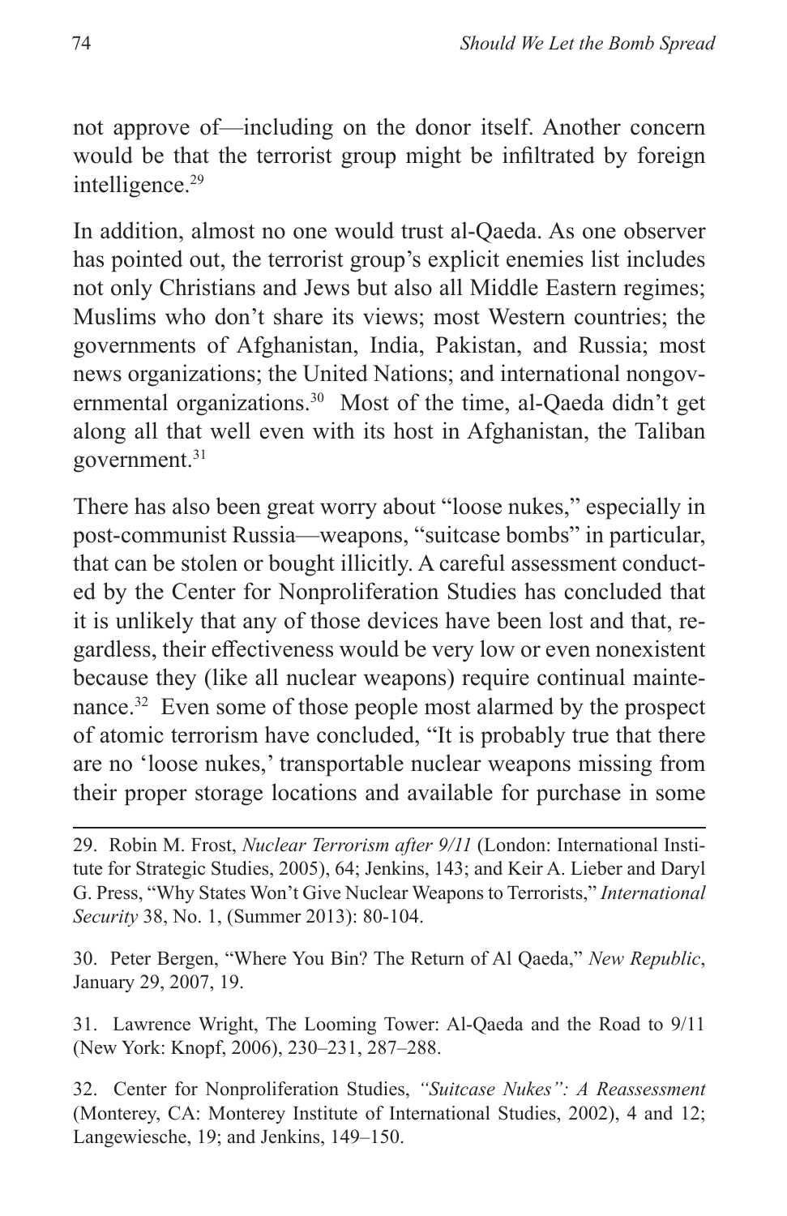not approve of—including on the donor itself. Another concern would be that the terrorist group might be infiltrated by foreign intelligence.[29]

In addition, almost no one would trust al-Qaeda. As one observer has pointed out, the terrorist group's explicit enemies list includes not only Christians and Jews but also all Middle Eastern regimes; Muslims who don't share its views; most Western countries; the governments of Afghanistan, India, Pakistan, and Russia; most news organizations; the United Nations; and international nongovernmental organizations.[30] Most of the time, al-Qaeda didn't get along all that well even with its host in Afghanistan, the Taliban government.[31]

There has also been great worry about "loose nukes," especially in post-communist Russia—weapons, "suitcase bombs" in particular, that can be stolen or bought illicitly. A careful assessment conducted by the Center for Nonproliferation Studies has concluded that it is unlikely that any of those devices have been lost and that, regardless, their effectiveness would be very low or even nonexistent because they (like all nuclear weapons) require continual maintenance.[32] Even some of those people most alarmed by the prospect of atomic terrorism have concluded, "It is probably true that there are no 'loose nukes,' transportable nuclear weapons missing from their proper storage locations and available for purchase in some

---

29. Robin M. Frost, *Nuclear Terrorism after 9/11* (London: International Institute for Strategic Studies, 2005), 64; Jenkins, 143; and Keir A. Lieber and Daryl G. Press, "Why States Won't Give Nuclear Weapons to Terrorists," *International Security* 38, No. 1, (Summer 2013): 80-104.

30. Peter Bergen, "Where You Bin? The Return of Al Qaeda," *New Republic*, January 29, 2007, 19.

31. Lawrence Wright, The Looming Tower: Al-Qaeda and the Road to 9/11 (New York: Knopf, 2006), 230–231, 287–288.

32. Center for Nonproliferation Studies, *"Suitcase Nukes": A Reassessment* (Monterey, CA: Monterey Institute of International Studies, 2002), 4 and 12; Langewiesche, 19; and Jenkins, 149–150.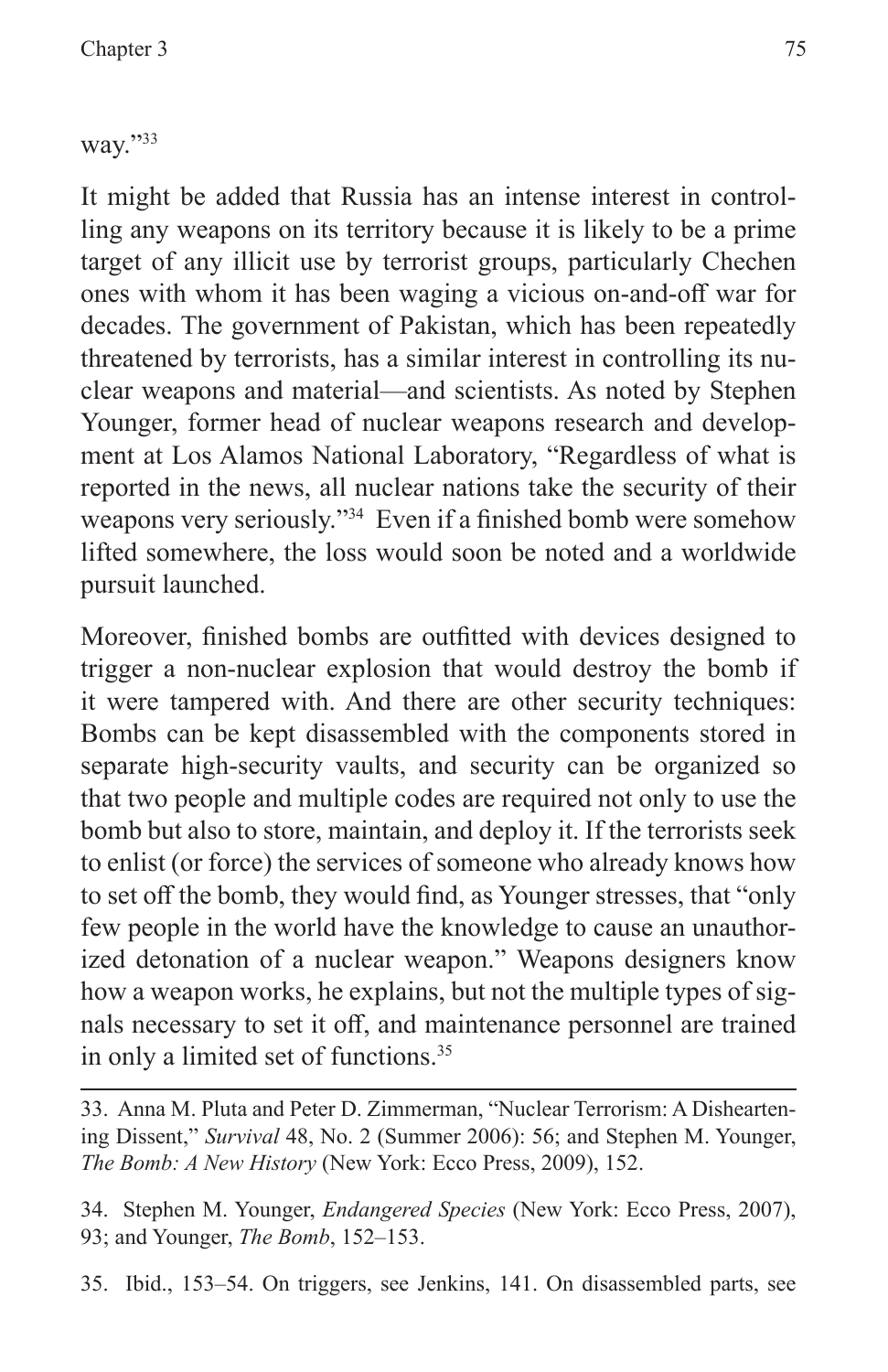way."[33]

It might be added that Russia has an intense interest in controlling any weapons on its territory because it is likely to be a prime target of any illicit use by terrorist groups, particularly Chechen ones with whom it has been waging a vicious on-and-off war for decades. The government of Pakistan, which has been repeatedly threatened by terrorists, has a similar interest in controlling its nuclear weapons and material—and scientists. As noted by Stephen Younger, former head of nuclear weapons research and development at Los Alamos National Laboratory, "Regardless of what is reported in the news, all nuclear nations take the security of their weapons very seriously."[34] Even if a finished bomb were somehow lifted somewhere, the loss would soon be noted and a worldwide pursuit launched.

Moreover, finished bombs are outfitted with devices designed to trigger a non-nuclear explosion that would destroy the bomb if it were tampered with. And there are other security techniques: Bombs can be kept disassembled with the components stored in separate high-security vaults, and security can be organized so that two people and multiple codes are required not only to use the bomb but also to store, maintain, and deploy it. If the terrorists seek to enlist (or force) the services of someone who already knows how to set off the bomb, they would find, as Younger stresses, that "only few people in the world have the knowledge to cause an unauthorized detonation of a nuclear weapon." Weapons designers know how a weapon works, he explains, but not the multiple types of signals necessary to set it off, and maintenance personnel are trained in only a limited set of functions.[35]

---

33. Anna M. Pluta and Peter D. Zimmerman, "Nuclear Terrorism: A Disheartening Dissent," *Survival* 48, No. 2 (Summer 2006): 56; and Stephen M. Younger, *The Bomb: A New History* (New York: Ecco Press, 2009), 152.

34. Stephen M. Younger, *Endangered Species* (New York: Ecco Press, 2007), 93; and Younger, *The Bomb*, 152–153.

35. Ibid., 153–54. On triggers, see Jenkins, 141. On disassembled parts, see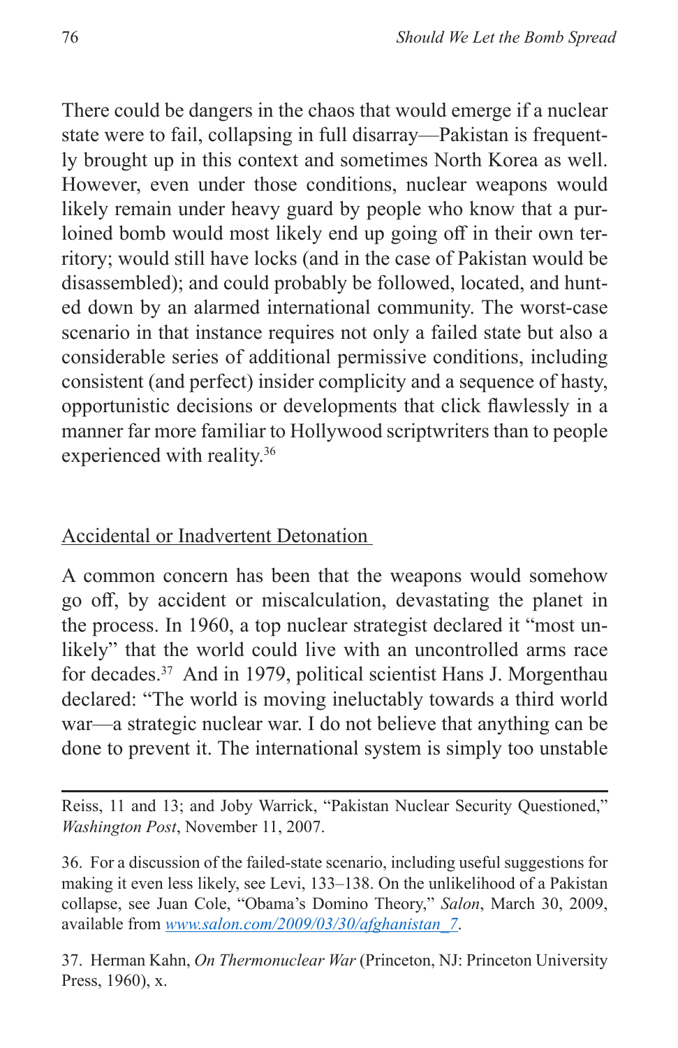There could be dangers in the chaos that would emerge if a nuclear state were to fail, collapsing in full disarray—Pakistan is frequently brought up in this context and sometimes North Korea as well. However, even under those conditions, nuclear weapons would likely remain under heavy guard by people who know that a purloined bomb would most likely end up going off in their own territory; would still have locks (and in the case of Pakistan would be disassembled); and could probably be followed, located, and hunted down by an alarmed international community. The worst-case scenario in that instance requires not only a failed state but also a considerable series of additional permissive conditions, including consistent (and perfect) insider complicity and a sequence of hasty, opportunistic decisions or developments that click flawlessly in a manner far more familiar to Hollywood scriptwriters than to people experienced with reality.[36]

## Accidental or Inadvertent Detonation

A common concern has been that the weapons would somehow go off, by accident or miscalculation, devastating the planet in the process. In 1960, a top nuclear strategist declared it "most unlikely" that the world could live with an uncontrolled arms race for decades.[37] And in 1979, political scientist Hans J. Morgenthau declared: "The world is moving ineluctably towards a third world war—a strategic nuclear war. I do not believe that anything can be done to prevent it. The international system is simply too unstable

---

Reiss, 11 and 13; and Joby Warrick, "Pakistan Nuclear Security Questioned," *Washington Post*, November 11, 2007.

36. For a discussion of the failed-state scenario, including useful suggestions for making it even less likely, see Levi, 133–138. On the unlikelihood of a Pakistan collapse, see Juan Cole, "Obama's Domino Theory," *Salon*, March 30, 2009, available from [www.salon.com/2009/03/30/afghanistan_7](www.salon.com/2009/03/30/afghanistan_7).

37. Herman Kahn, *On Thermonuclear War* (Princeton, NJ: Princeton University Press, 1960), x.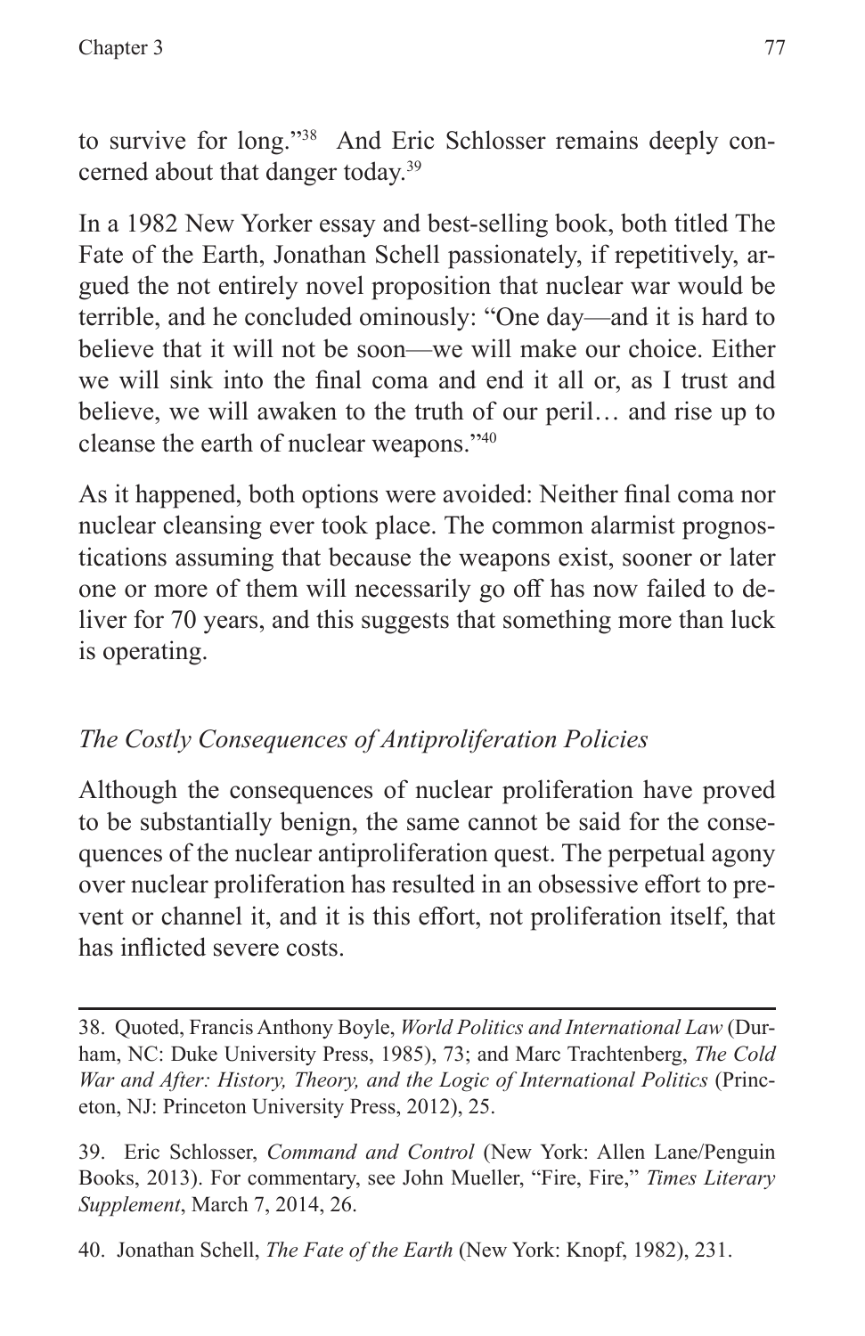to survive for long."[38] And Eric Schlosser remains deeply concerned about that danger today.[39]

In a 1982 New Yorker essay and best-selling book, both titled The Fate of the Earth, Jonathan Schell passionately, if repetitively, argued the not entirely novel proposition that nuclear war would be terrible, and he concluded ominously: "One day—and it is hard to believe that it will not be soon—we will make our choice. Either we will sink into the final coma and end it all or, as I trust and believe, we will awaken to the truth of our peril… and rise up to cleanse the earth of nuclear weapons."[40]

As it happened, both options were avoided: Neither final coma nor nuclear cleansing ever took place. The common alarmist prognostications assuming that because the weapons exist, sooner or later one or more of them will necessarily go off has now failed to deliver for 70 years, and this suggests that something more than luck is operating.

### *The Costly Consequences of Antiproliferation Policies*

Although the consequences of nuclear proliferation have proved to be substantially benign, the same cannot be said for the consequences of the nuclear antiproliferation quest. The perpetual agony over nuclear proliferation has resulted in an obsessive effort to prevent or channel it, and it is this effort, not proliferation itself, that has inflicted severe costs.

---

38. Quoted, Francis Anthony Boyle, *World Politics and International Law* (Durham, NC: Duke University Press, 1985), 73; and Marc Trachtenberg, *The Cold War and After: History, Theory, and the Logic of International Politics* (Princeton, NJ: Princeton University Press, 2012), 25.

39. Eric Schlosser, *Command and Control* (New York: Allen Lane/Penguin Books, 2013). For commentary, see John Mueller, "Fire, Fire," *Times Literary Supplement*, March 7, 2014, 26.

40. Jonathan Schell, *The Fate of the Earth* (New York: Knopf, 1982), 231.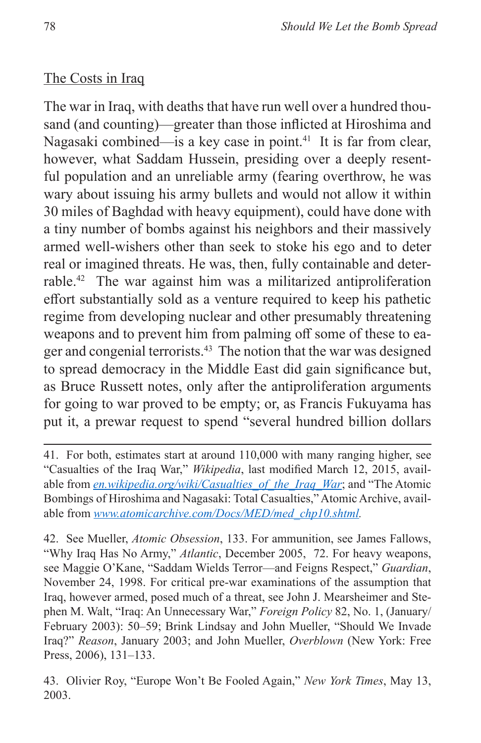The Costs in Iraq

The war in Iraq, with deaths that have run well over a hundred thousand (and counting)—greater than those inflicted at Hiroshima and Nagasaki combined—is a key case in point.[41] It is far from clear, however, what Saddam Hussein, presiding over a deeply resentful population and an unreliable army (fearing overthrow, he was wary about issuing his army bullets and would not allow it within 30 miles of Baghdad with heavy equipment), could have done with a tiny number of bombs against his neighbors and their massively armed well-wishers other than seek to stoke his ego and to deter real or imagined threats. He was, then, fully containable and deterrable.[42] The war against him was a militarized antiproliferation effort substantially sold as a venture required to keep his pathetic regime from developing nuclear and other presumably threatening weapons and to prevent him from palming off some of these to eager and congenial terrorists.[43] The notion that the war was designed to spread democracy in the Middle East did gain significance but, as Bruce Russett notes, only after the antiproliferation arguments for going to war proved to be empty; or, as Francis Fukuyama has put it, a prewar request to spend "several hundred billion dollars

---

41. For both, estimates start at around 110,000 with many ranging higher, see "Casualties of the Iraq War," *Wikipedia*, last modified March 12, 2015, available from *en.wikipedia.org/wiki/Casualties_of_the_Iraq_War*; and "The Atomic Bombings of Hiroshima and Nagasaki: Total Casualties," Atomic Archive, available from *www.atomicarchive.com/Docs/MED/med_chp10.shtml*.

42. See Mueller, *Atomic Obsession*, 133. For ammunition, see James Fallows, "Why Iraq Has No Army," *Atlantic*, December 2005, 72. For heavy weapons, see Maggie O'Kane, "Saddam Wields Terror—and Feigns Respect," *Guardian*, November 24, 1998. For critical pre-war examinations of the assumption that Iraq, however armed, posed much of a threat, see John J. Mearsheimer and Stephen M. Walt, "Iraq: An Unnecessary War," *Foreign Policy* 82, No. 1, (January/February 2003): 50–59; Brink Lindsay and John Mueller, "Should We Invade Iraq?" *Reason*, January 2003; and John Mueller, *Overblown* (New York: Free Press, 2006), 131–133.

43. Olivier Roy, "Europe Won't Be Fooled Again," *New York Times*, May 13, 2003.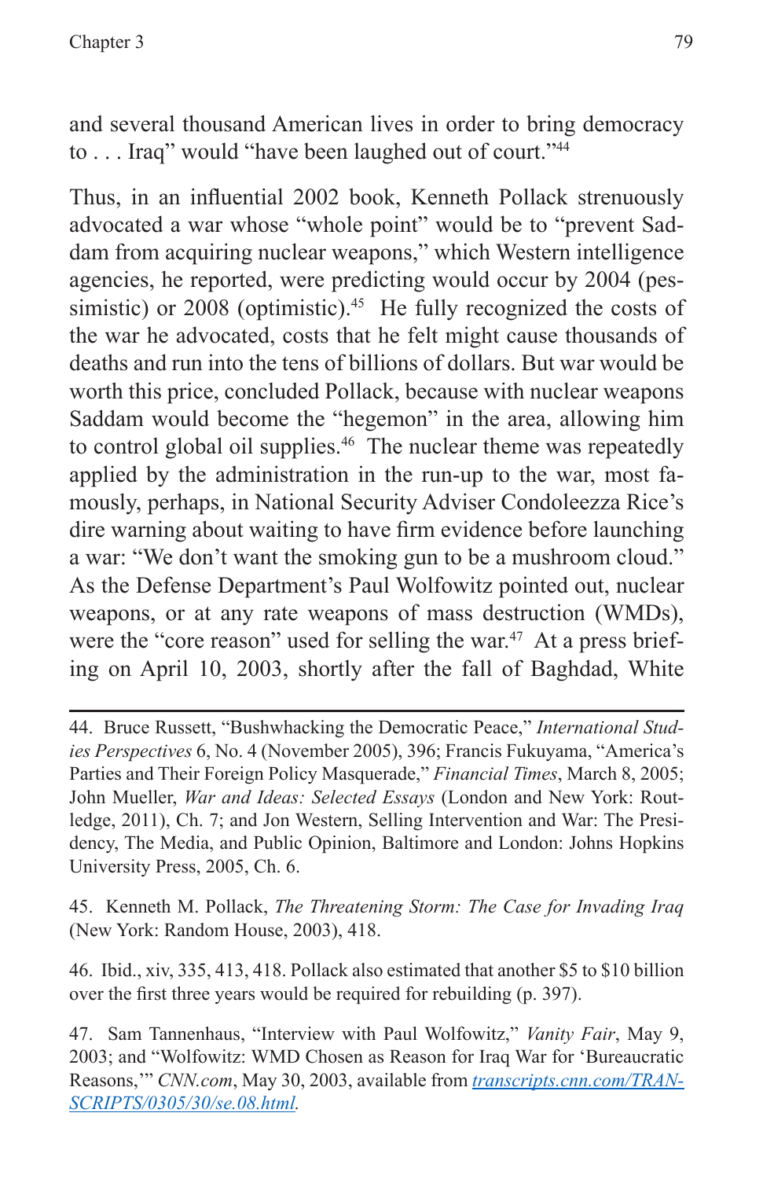and several thousand American lives in order to bring democracy to . . . Iraq" would "have been laughed out of court."[44]

Thus, in an influential 2002 book, Kenneth Pollack strenuously advocated a war whose "whole point" would be to "prevent Saddam from acquiring nuclear weapons," which Western intelligence agencies, he reported, were predicting would occur by 2004 (pessimistic) or 2008 (optimistic).[45] He fully recognized the costs of the war he advocated, costs that he felt might cause thousands of deaths and run into the tens of billions of dollars. But war would be worth this price, concluded Pollack, because with nuclear weapons Saddam would become the "hegemon" in the area, allowing him to control global oil supplies.[46] The nuclear theme was repeatedly applied by the administration in the run-up to the war, most famously, perhaps, in National Security Adviser Condoleezza Rice's dire warning about waiting to have firm evidence before launching a war: "We don't want the smoking gun to be a mushroom cloud." As the Defense Department's Paul Wolfowitz pointed out, nuclear weapons, or at any rate weapons of mass destruction (WMDs), were the "core reason" used for selling the war.[47] At a press briefing on April 10, 2003, shortly after the fall of Baghdad, White

---

44. Bruce Russett, "Bushwhacking the Democratic Peace," *International Studies Perspectives* 6, No. 4 (November 2005), 396; Francis Fukuyama, "America's Parties and Their Foreign Policy Masquerade," *Financial Times*, March 8, 2005; John Mueller, *War and Ideas: Selected Essays* (London and New York: Routledge, 2011), Ch. 7; and Jon Western, Selling Intervention and War: The Presidency, The Media, and Public Opinion, Baltimore and London: Johns Hopkins University Press, 2005, Ch. 6.

45. Kenneth M. Pollack, *The Threatening Storm: The Case for Invading Iraq* (New York: Random House, 2003), 418.

46. Ibid., xiv, 335, 413, 418. Pollack also estimated that another $5 to $10 billion over the first three years would be required for rebuilding (p. 397).

47. Sam Tannenhaus, "Interview with Paul Wolfowitz," *Vanity Fair*, May 9, 2003; and "Wolfowitz: WMD Chosen as Reason for Iraq War for 'Bureaucratic Reasons,'" *CNN.com*, May 30, 2003, available from [transcripts.cnn.com/TRANSCRIPTS/0305/30/se.08.html](transcripts.cnn.com/TRANSCRIPTS/0305/30/se.08.html).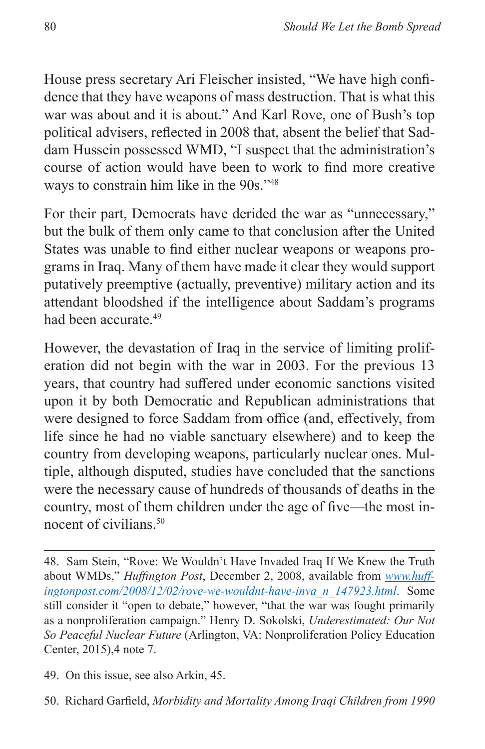House press secretary Ari Fleischer insisted, “We have high confidence that they have weapons of mass destruction. That is what this war was about and it is about.” And Karl Rove, one of Bush’s top political advisers, reflected in 2008 that, absent the belief that Saddam Hussein possessed WMD, “I suspect that the administration’s course of action would have been to work to find more creative ways to constrain him like in the 90s.”[48]

For their part, Democrats have derided the war as “unnecessary,” but the bulk of them only came to that conclusion after the United States was unable to find either nuclear weapons or weapons programs in Iraq. Many of them have made it clear they would support putatively preemptive (actually, preventive) military action and its attendant bloodshed if the intelligence about Saddam’s programs had been accurate.[49]

However, the devastation of Iraq in the service of limiting proliferation did not begin with the war in 2003. For the previous 13 years, that country had suffered under economic sanctions visited upon it by both Democratic and Republican administrations that were designed to force Saddam from office (and, effectively, from life since he had no viable sanctuary elsewhere) and to keep the country from developing weapons, particularly nuclear ones. Multiple, although disputed, studies have concluded that the sanctions were the necessary cause of hundreds of thousands of deaths in the country, most of them children under the age of five—the most innocent of civilians.[50]

---

48. Sam Stein, “Rove: We Wouldn’t Have Invaded Iraq If We Knew the Truth about WMDs,” *Huffington Post*, December 2, 2008, available from www.huffingtonpost.com/2008/12/02/rove-we-wouldnt-have-inva_n_147923.html. Some still consider it “open to debate,” however, “that the war was fought primarily as a nonproliferation campaign.” Henry D. Sokolski, *Underestimated: Our Not So Peaceful Nuclear Future* (Arlington, VA: Nonproliferation Policy Education Center, 2015),4 note 7.

49. On this issue, see also Arkin, 45.

50. Richard Garfield, *Morbidity and Mortality Among Iraqi Children from 1990*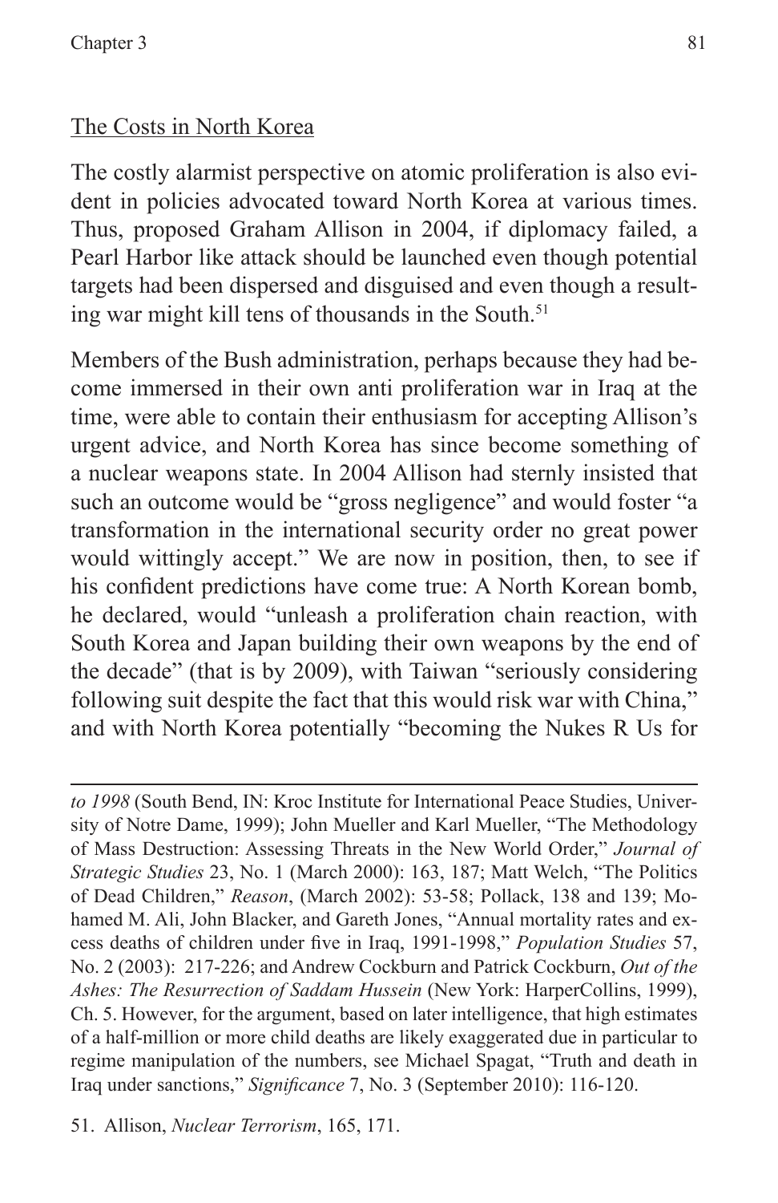## The Costs in North Korea

The costly alarmist perspective on atomic proliferation is also evident in policies advocated toward North Korea at various times. Thus, proposed Graham Allison in 2004, if diplomacy failed, a Pearl Harbor like attack should be launched even though potential targets had been dispersed and disguised and even though a resulting war might kill tens of thousands in the South.[51]

Members of the Bush administration, perhaps because they had become immersed in their own anti proliferation war in Iraq at the time, were able to contain their enthusiasm for accepting Allison's urgent advice, and North Korea has since become something of a nuclear weapons state. In 2004 Allison had sternly insisted that such an outcome would be "gross negligence" and would foster "a transformation in the international security order no great power would wittingly accept." We are now in position, then, to see if his confident predictions have come true: A North Korean bomb, he declared, would "unleash a proliferation chain reaction, with South Korea and Japan building their own weapons by the end of the decade" (that is by 2009), with Taiwan "seriously considering following suit despite the fact that this would risk war with China," and with North Korea potentially "becoming the Nukes R Us for

---

*to 1998* (South Bend, IN: Kroc Institute for International Peace Studies, University of Notre Dame, 1999); John Mueller and Karl Mueller, "The Methodology of Mass Destruction: Assessing Threats in the New World Order," *Journal of Strategic Studies* 23, No. 1 (March 2000): 163, 187; Matt Welch, "The Politics of Dead Children," *Reason*, (March 2002): 53-58; Pollack, 138 and 139; Mohamed M. Ali, John Blacker, and Gareth Jones, "Annual mortality rates and excess deaths of children under five in Iraq, 1991-1998," *Population Studies* 57, No. 2 (2003): 217-226; and Andrew Cockburn and Patrick Cockburn, *Out of the Ashes: The Resurrection of Saddam Hussein* (New York: HarperCollins, 1999), Ch. 5. However, for the argument, based on later intelligence, that high estimates of a half-million or more child deaths are likely exaggerated due in particular to regime manipulation of the numbers, see Michael Spagat, "Truth and death in Iraq under sanctions," *Significance* 7, No. 3 (September 2010): 116-120.

51. Allison, *Nuclear Terrorism*, 165, 171.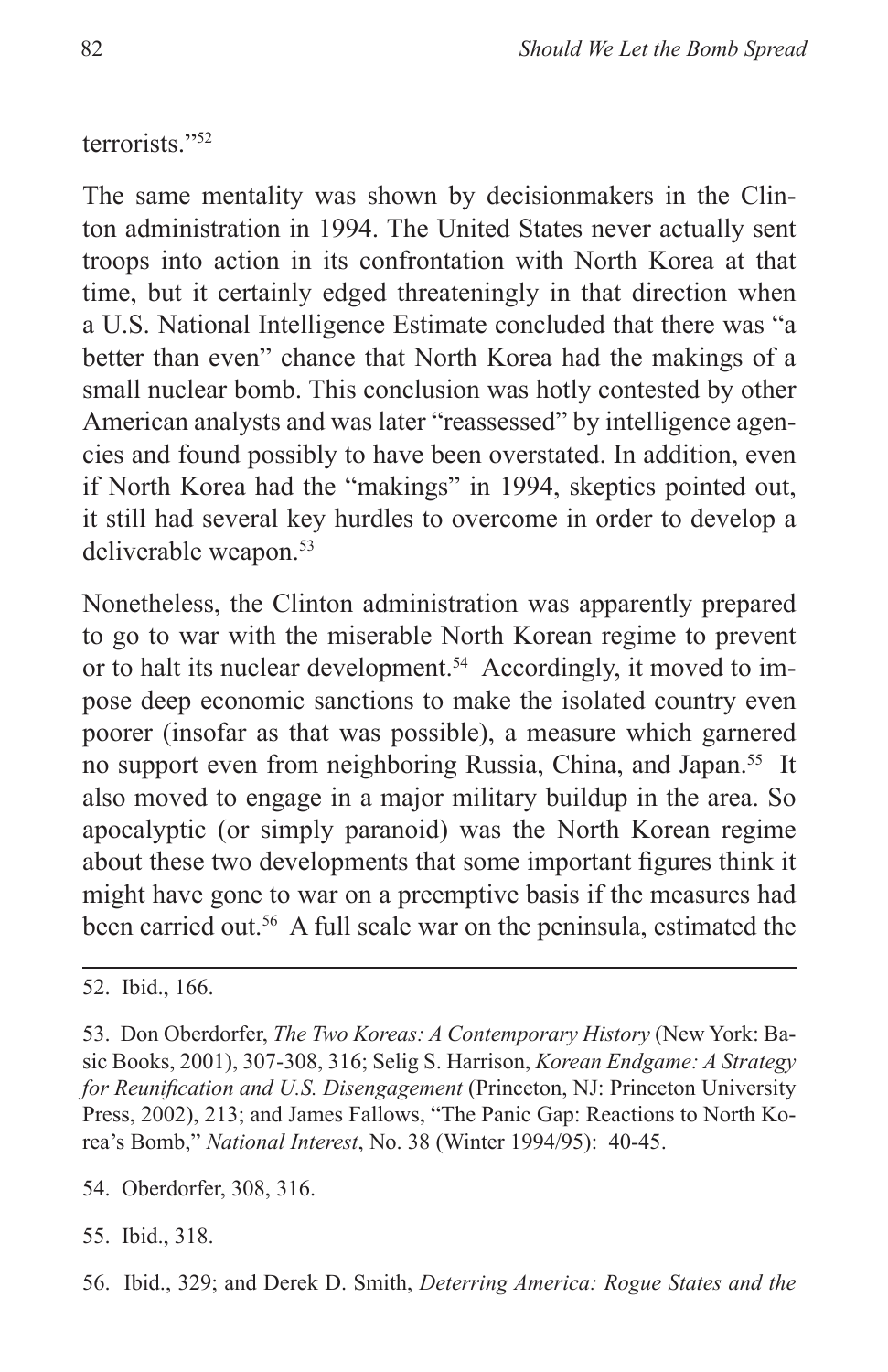terrorists."[52]

The same mentality was shown by decisionmakers in the Clinton administration in 1994. The United States never actually sent troops into action in its confrontation with North Korea at that time, but it certainly edged threateningly in that direction when a U.S. National Intelligence Estimate concluded that there was "a better than even" chance that North Korea had the makings of a small nuclear bomb. This conclusion was hotly contested by other American analysts and was later "reassessed" by intelligence agencies and found possibly to have been overstated. In addition, even if North Korea had the "makings" in 1994, skeptics pointed out, it still had several key hurdles to overcome in order to develop a deliverable weapon.[53]

Nonetheless, the Clinton administration was apparently prepared to go to war with the miserable North Korean regime to prevent or to halt its nuclear development.[54] Accordingly, it moved to impose deep economic sanctions to make the isolated country even poorer (insofar as that was possible), a measure which garnered no support even from neighboring Russia, China, and Japan.[55] It also moved to engage in a major military buildup in the area. So apocalyptic (or simply paranoid) was the North Korean regime about these two developments that some important figures think it might have gone to war on a preemptive basis if the measures had been carried out.[56] A full scale war on the peninsula, estimated the

---

52. Ibid., 166.

53. Don Oberdorfer, *The Two Koreas: A Contemporary History* (New York: Basic Books, 2001), 307-308, 316; Selig S. Harrison, *Korean Endgame: A Strategy for Reunification and U.S. Disengagement* (Princeton, NJ: Princeton University Press, 2002), 213; and James Fallows, "The Panic Gap: Reactions to North Korea's Bomb," *National Interest*, No. 38 (Winter 1994/95): 40-45.

54. Oberdorfer, 308, 316.

55. Ibid., 318.

56. Ibid., 329; and Derek D. Smith, *Deterring America: Rogue States and the*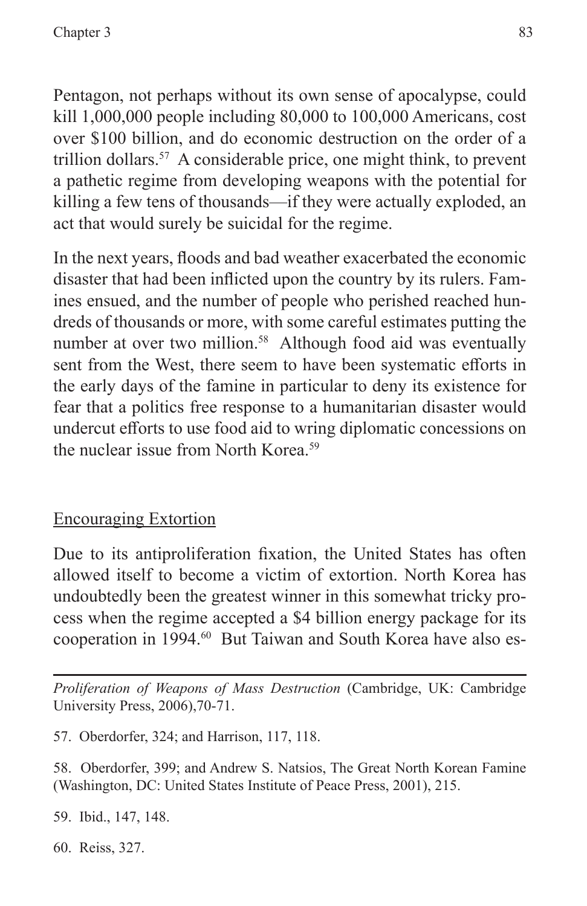Pentagon, not perhaps without its own sense of apocalypse, could kill 1,000,000 people including 80,000 to 100,000 Americans, cost over $100 billion, and do economic destruction on the order of a trillion dollars.[57] A considerable price, one might think, to prevent a pathetic regime from developing weapons with the potential for killing a few tens of thousands—if they were actually exploded, an act that would surely be suicidal for the regime.

In the next years, floods and bad weather exacerbated the economic disaster that had been inflicted upon the country by its rulers. Famines ensued, and the number of people who perished reached hundreds of thousands or more, with some careful estimates putting the number at over two million.[58] Although food aid was eventually sent from the West, there seem to have been systematic efforts in the early days of the famine in particular to deny its existence for fear that a politics free response to a humanitarian disaster would undercut efforts to use food aid to wring diplomatic concessions on the nuclear issue from North Korea.[59]

## Encouraging Extortion

Due to its antiproliferation fixation, the United States has often allowed itself to become a victim of extortion. North Korea has undoubtedly been the greatest winner in this somewhat tricky process when the regime accepted a $4 billion energy package for its cooperation in 1994.[60] But Taiwan and South Korea have also es-

---

*Proliferation of Weapons of Mass Destruction* (Cambridge, UK: Cambridge University Press, 2006),70-71.

57. Oberdorfer, 324; and Harrison, 117, 118.

58. Oberdorfer, 399; and Andrew S. Natsios, The Great North Korean Famine (Washington, DC: United States Institute of Peace Press, 2001), 215.

59. Ibid., 147, 148.

60. Reiss, 327.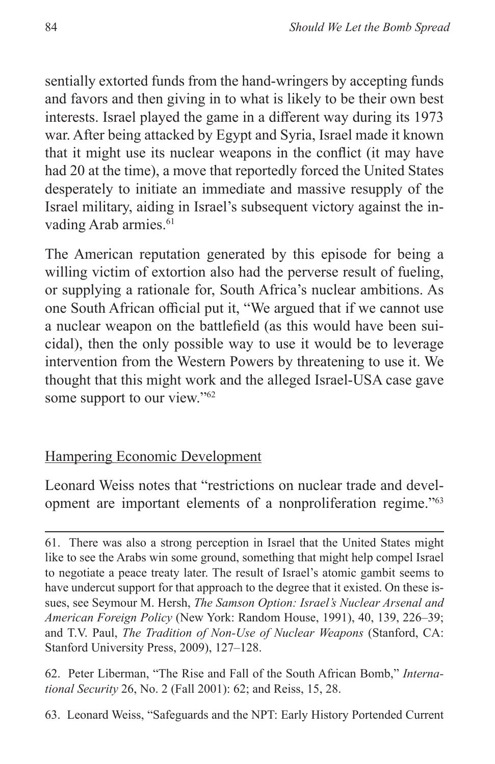sentially extorted funds from the hand-wringers by accepting funds and favors and then giving in to what is likely to be their own best interests. Israel played the game in a different way during its 1973 war. After being attacked by Egypt and Syria, Israel made it known that it might use its nuclear weapons in the conflict (it may have had 20 at the time), a move that reportedly forced the United States desperately to initiate an immediate and massive resupply of the Israel military, aiding in Israel's subsequent victory against the invading Arab armies.[61]

The American reputation generated by this episode for being a willing victim of extortion also had the perverse result of fueling, or supplying a rationale for, South Africa's nuclear ambitions. As one South African official put it, "We argued that if we cannot use a nuclear weapon on the battlefield (as this would have been suicidal), then the only possible way to use it would be to leverage intervention from the Western Powers by threatening to use it. We thought that this might work and the alleged Israel-USA case gave some support to our view."[62]

## Hampering Economic Development

Leonard Weiss notes that "restrictions on nuclear trade and development are important elements of a nonproliferation regime."[63]

---

61. There was also a strong perception in Israel that the United States might like to see the Arabs win some ground, something that might help compel Israel to negotiate a peace treaty later. The result of Israel's atomic gambit seems to have undercut support for that approach to the degree that it existed. On these issues, see Seymour M. Hersh, *The Samson Option: Israel's Nuclear Arsenal and American Foreign Policy* (New York: Random House, 1991), 40, 139, 226–39; and T.V. Paul, *The Tradition of Non-Use of Nuclear Weapons* (Stanford, CA: Stanford University Press, 2009), 127–128.

62. Peter Liberman, "The Rise and Fall of the South African Bomb," *International Security* 26, No. 2 (Fall 2001): 62; and Reiss, 15, 28.

63. Leonard Weiss, "Safeguards and the NPT: Early History Portended Current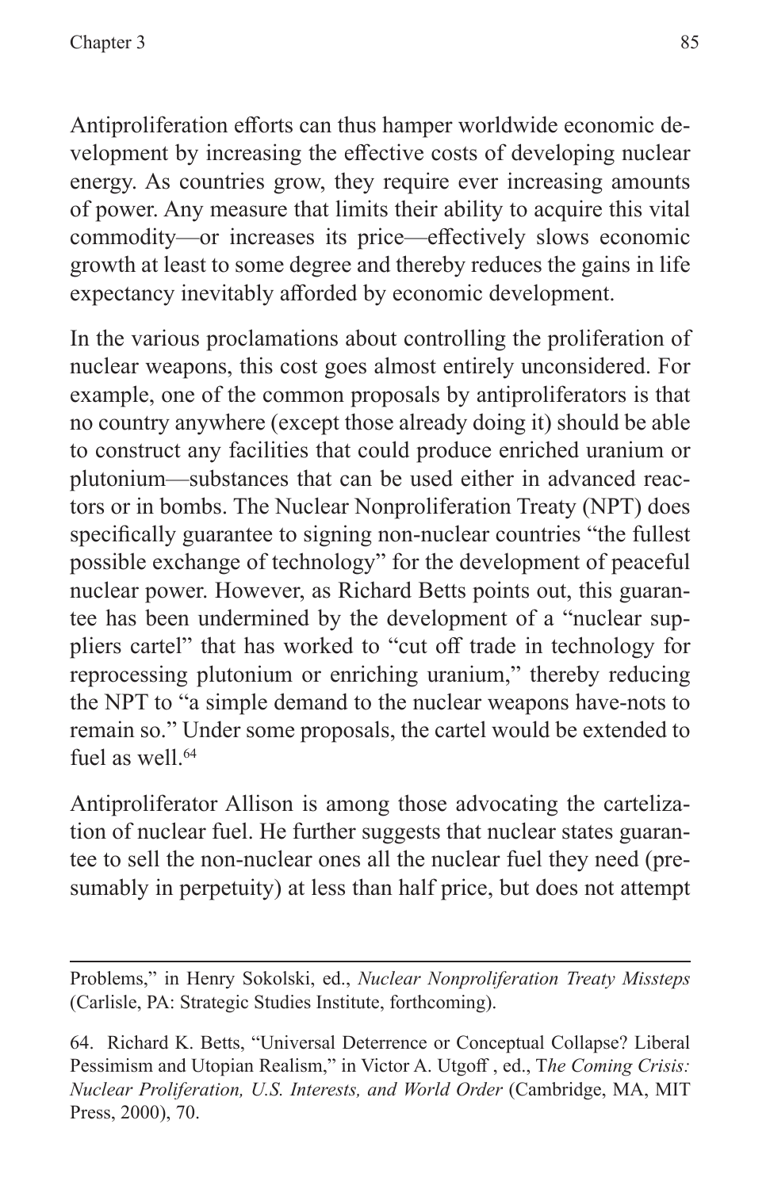Antiproliferation efforts can thus hamper worldwide economic development by increasing the effective costs of developing nuclear energy. As countries grow, they require ever increasing amounts of power. Any measure that limits their ability to acquire this vital commodity—or increases its price—effectively slows economic growth at least to some degree and thereby reduces the gains in life expectancy inevitably afforded by economic development.

In the various proclamations about controlling the proliferation of nuclear weapons, this cost goes almost entirely unconsidered. For example, one of the common proposals by antiproliferators is that no country anywhere (except those already doing it) should be able to construct any facilities that could produce enriched uranium or plutonium—substances that can be used either in advanced reactors or in bombs. The Nuclear Nonproliferation Treaty (NPT) does specifically guarantee to signing non-nuclear countries "the fullest possible exchange of technology" for the development of peaceful nuclear power. However, as Richard Betts points out, this guarantee has been undermined by the development of a "nuclear suppliers cartel" that has worked to "cut off trade in technology for reprocessing plutonium or enriching uranium," thereby reducing the NPT to "a simple demand to the nuclear weapons have-nots to remain so." Under some proposals, the cartel would be extended to fuel as well.[64]

Antiproliferator Allison is among those advocating the cartelization of nuclear fuel. He further suggests that nuclear states guarantee to sell the non-nuclear ones all the nuclear fuel they need (presumably in perpetuity) at less than half price, but does not attempt

---

Problems," in Henry Sokolski, ed., *Nuclear Nonproliferation Treaty Missteps* (Carlisle, PA: Strategic Studies Institute, forthcoming).

64. Richard K. Betts, "Universal Deterrence or Conceptual Collapse? Liberal Pessimism and Utopian Realism," in Victor A. Utgoff , ed., T*he Coming Crisis: Nuclear Proliferation, U.S. Interests, and World Order* (Cambridge, MA, MIT Press, 2000), 70.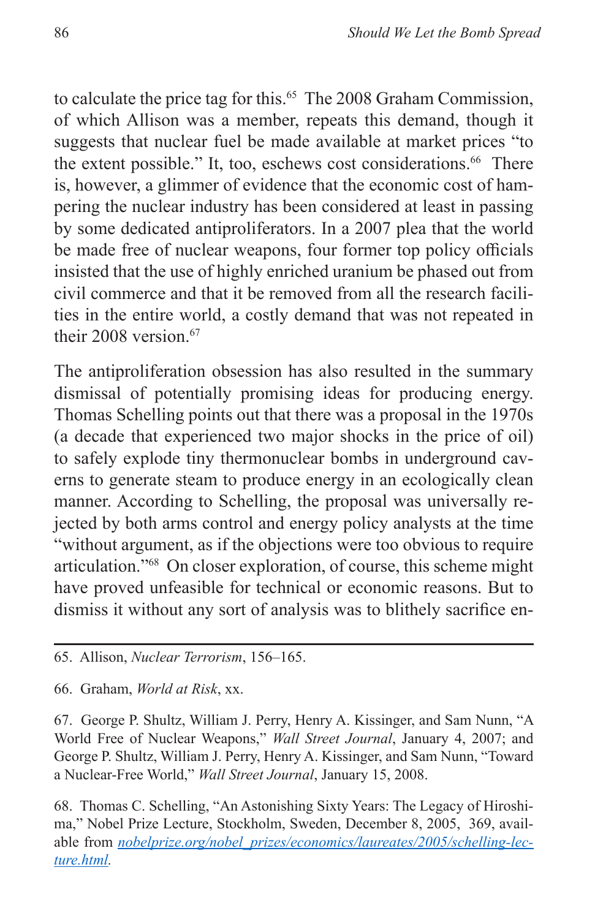to calculate the price tag for this.[65] The 2008 Graham Commission, of which Allison was a member, repeats this demand, though it suggests that nuclear fuel be made available at market prices "to the extent possible." It, too, eschews cost considerations.[66] There is, however, a glimmer of evidence that the economic cost of hampering the nuclear industry has been considered at least in passing by some dedicated antiproliferators. In a 2007 plea that the world be made free of nuclear weapons, four former top policy officials insisted that the use of highly enriched uranium be phased out from civil commerce and that it be removed from all the research facilities in the entire world, a costly demand that was not repeated in their 2008 version.[67]

The antiproliferation obsession has also resulted in the summary dismissal of potentially promising ideas for producing energy. Thomas Schelling points out that there was a proposal in the 1970s (a decade that experienced two major shocks in the price of oil) to safely explode tiny thermonuclear bombs in underground caverns to generate steam to produce energy in an ecologically clean manner. According to Schelling, the proposal was universally rejected by both arms control and energy policy analysts at the time "without argument, as if the objections were too obvious to require articulation."[68] On closer exploration, of course, this scheme might have proved unfeasible for technical or economic reasons. But to dismiss it without any sort of analysis was to blithely sacrifice en-

---

65. Allison, *Nuclear Terrorism*, 156–165.

66. Graham, *World at Risk*, xx.

67. George P. Shultz, William J. Perry, Henry A. Kissinger, and Sam Nunn, "A World Free of Nuclear Weapons," *Wall Street Journal*, January 4, 2007; and George P. Shultz, William J. Perry, Henry A. Kissinger, and Sam Nunn, "Toward a Nuclear-Free World," *Wall Street Journal*, January 15, 2008.

68. Thomas C. Schelling, "An Astonishing Sixty Years: The Legacy of Hiroshima," Nobel Prize Lecture, Stockholm, Sweden, December 8, 2005, 369, available from *nobelprize.org/nobel_prizes/economics/laureates/2005/schelling-lecture.html*.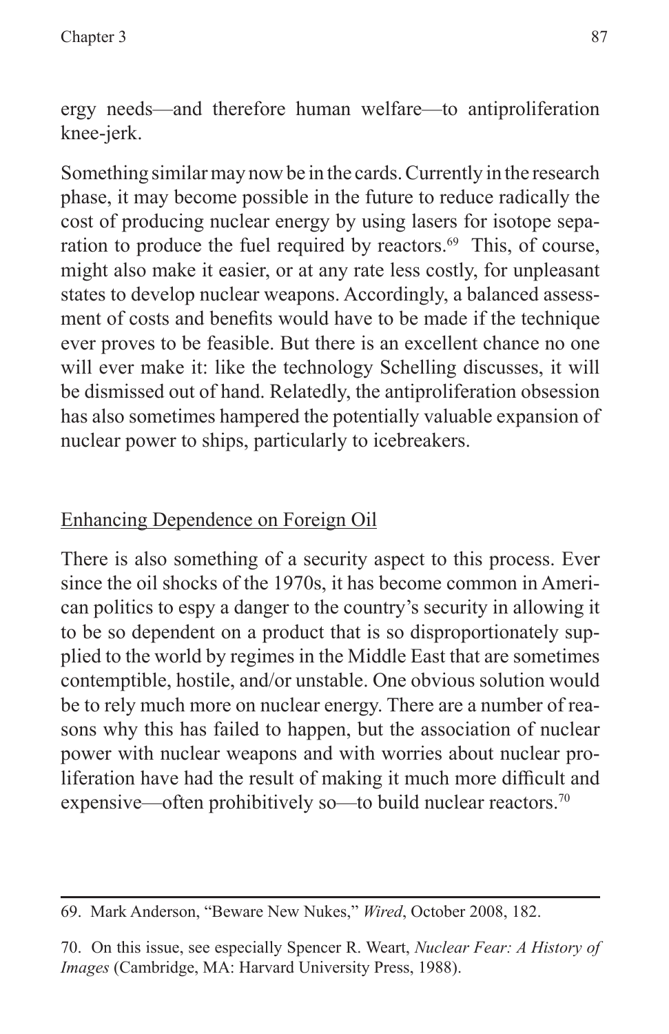ergy needs—and therefore human welfare—to antiproliferation knee-jerk.

Something similar may now be in the cards. Currently in the research phase, it may become possible in the future to reduce radically the cost of producing nuclear energy by using lasers for isotope separation to produce the fuel required by reactors.[69] This, of course, might also make it easier, or at any rate less costly, for unpleasant states to develop nuclear weapons. Accordingly, a balanced assessment of costs and benefits would have to be made if the technique ever proves to be feasible. But there is an excellent chance no one will ever make it: like the technology Schelling discusses, it will be dismissed out of hand. Relatedly, the antiproliferation obsession has also sometimes hampered the potentially valuable expansion of nuclear power to ships, particularly to icebreakers.

## Enhancing Dependence on Foreign Oil

There is also something of a security aspect to this process. Ever since the oil shocks of the 1970s, it has become common in American politics to espy a danger to the country's security in allowing it to be so dependent on a product that is so disproportionately supplied to the world by regimes in the Middle East that are sometimes contemptible, hostile, and/or unstable. One obvious solution would be to rely much more on nuclear energy. There are a number of reasons why this has failed to happen, but the association of nuclear power with nuclear weapons and with worries about nuclear proliferation have had the result of making it much more difficult and expensive—often prohibitively so—to build nuclear reactors.[70]

---

69. Mark Anderson, "Beware New Nukes," *Wired*, October 2008, 182.

70. On this issue, see especially Spencer R. Weart, *Nuclear Fear: A History of Images* (Cambridge, MA: Harvard University Press, 1988).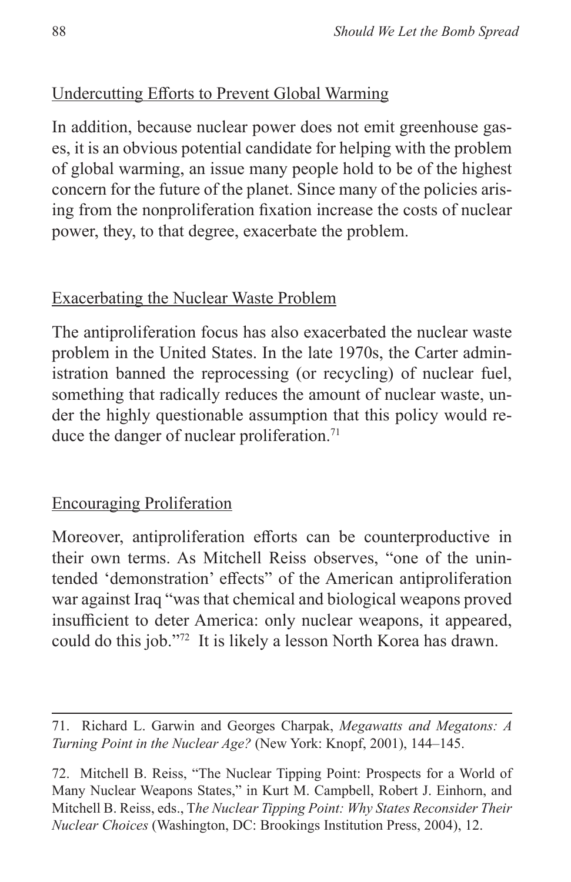Undercutting Efforts to Prevent Global Warming

In addition, because nuclear power does not emit greenhouse gases, it is an obvious potential candidate for helping with the problem of global warming, an issue many people hold to be of the highest concern for the future of the planet. Since many of the policies arising from the nonproliferation fixation increase the costs of nuclear power, they, to that degree, exacerbate the problem.

Exacerbating the Nuclear Waste Problem

The antiproliferation focus has also exacerbated the nuclear waste problem in the United States. In the late 1970s, the Carter administration banned the reprocessing (or recycling) of nuclear fuel, something that radically reduces the amount of nuclear waste, under the highly questionable assumption that this policy would reduce the danger of nuclear proliferation.[71]

Encouraging Proliferation

Moreover, antiproliferation efforts can be counterproductive in their own terms. As Mitchell Reiss observes, "one of the unintended 'demonstration' effects" of the American antiproliferation war against Iraq "was that chemical and biological weapons proved insufficient to deter America: only nuclear weapons, it appeared, could do this job."[72] It is likely a lesson North Korea has drawn.

---

71. Richard L. Garwin and Georges Charpak, *Megawatts and Megatons: A Turning Point in the Nuclear Age?* (New York: Knopf, 2001), 144–145.

72. Mitchell B. Reiss, "The Nuclear Tipping Point: Prospects for a World of Many Nuclear Weapons States," in Kurt M. Campbell, Robert J. Einhorn, and Mitchell B. Reiss, eds., *The Nuclear Tipping Point: Why States Reconsider Their Nuclear Choices* (Washington, DC: Brookings Institution Press, 2004), 12.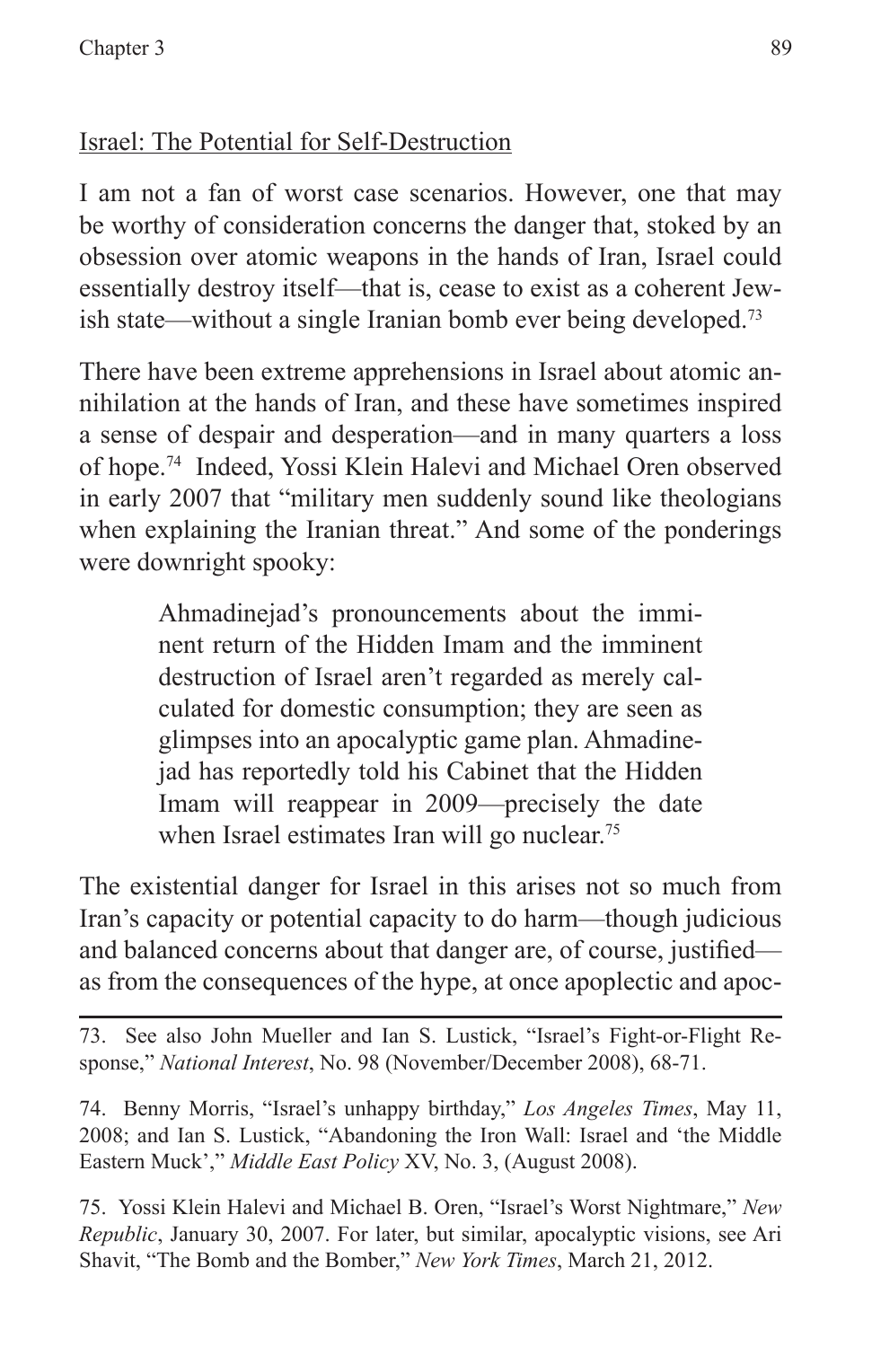## Israel: The Potential for Self-Destruction

I am not a fan of worst case scenarios. However, one that may be worthy of consideration concerns the danger that, stoked by an obsession over atomic weapons in the hands of Iran, Israel could essentially destroy itself—that is, cease to exist as a coherent Jewish state—without a single Iranian bomb ever being developed.[73]

There have been extreme apprehensions in Israel about atomic annihilation at the hands of Iran, and these have sometimes inspired a sense of despair and desperation—and in many quarters a loss of hope.[74] Indeed, Yossi Klein Halevi and Michael Oren observed in early 2007 that "military men suddenly sound like theologians when explaining the Iranian threat." And some of the ponderings were downright spooky:

> Ahmadinejad's pronouncements about the imminent return of the Hidden Imam and the imminent destruction of Israel aren't regarded as merely calculated for domestic consumption; they are seen as glimpses into an apocalyptic game plan. Ahmadinejad has reportedly told his Cabinet that the Hidden Imam will reappear in 2009—precisely the date when Israel estimates Iran will go nuclear.[75]

The existential danger for Israel in this arises not so much from Iran's capacity or potential capacity to do harm—though judicious and balanced concerns about that danger are, of course, justified—as from the consequences of the hype, at once apoplectic and apoc-

---

73. See also John Mueller and Ian S. Lustick, "Israel's Fight-or-Flight Response," *National Interest*, No. 98 (November/December 2008), 68-71.

74. Benny Morris, "Israel's unhappy birthday," *Los Angeles Times*, May 11, 2008; and Ian S. Lustick, "Abandoning the Iron Wall: Israel and 'the Middle Eastern Muck'," *Middle East Policy* XV, No. 3, (August 2008).

75. Yossi Klein Halevi and Michael B. Oren, "Israel's Worst Nightmare," *New Republic*, January 30, 2007. For later, but similar, apocalyptic visions, see Ari Shavit, "The Bomb and the Bomber," *New York Times*, March 21, 2012.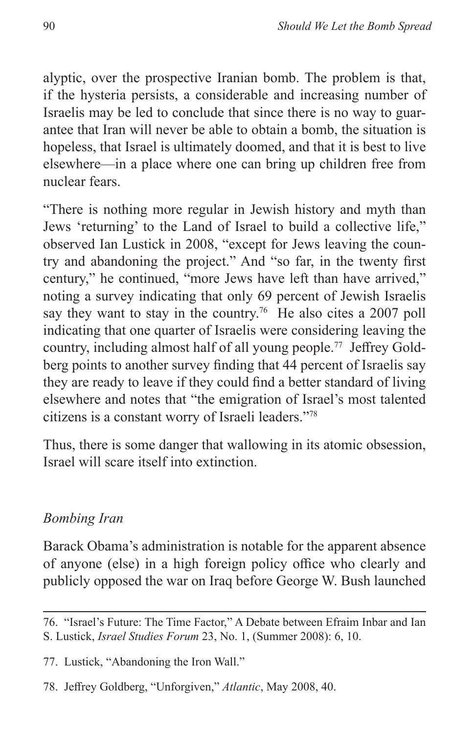alyptic, over the prospective Iranian bomb. The problem is that, if the hysteria persists, a considerable and increasing number of Israelis may be led to conclude that since there is no way to guarantee that Iran will never be able to obtain a bomb, the situation is hopeless, that Israel is ultimately doomed, and that it is best to live elsewhere—in a place where one can bring up children free from nuclear fears.

"There is nothing more regular in Jewish history and myth than Jews 'returning' to the Land of Israel to build a collective life," observed Ian Lustick in 2008, "except for Jews leaving the country and abandoning the project." And "so far, in the twenty first century," he continued, "more Jews have left than have arrived," noting a survey indicating that only 69 percent of Jewish Israelis say they want to stay in the country.[76] He also cites a 2007 poll indicating that one quarter of Israelis were considering leaving the country, including almost half of all young people.[77] Jeffrey Goldberg points to another survey finding that 44 percent of Israelis say they are ready to leave if they could find a better standard of living elsewhere and notes that "the emigration of Israel's most talented citizens is a constant worry of Israeli leaders."[78]

Thus, there is some danger that wallowing in its atomic obsession, Israel will scare itself into extinction.

### *Bombing Iran*

Barack Obama's administration is notable for the apparent absence of anyone (else) in a high foreign policy office who clearly and publicly opposed the war on Iraq before George W. Bush launched

---

76. "Israel's Future: The Time Factor," A Debate between Efraim Inbar and Ian S. Lustick, *Israel Studies Forum* 23, No. 1, (Summer 2008): 6, 10.

77. Lustick, "Abandoning the Iron Wall."

78. Jeffrey Goldberg, "Unforgiven," *Atlantic*, May 2008, 40.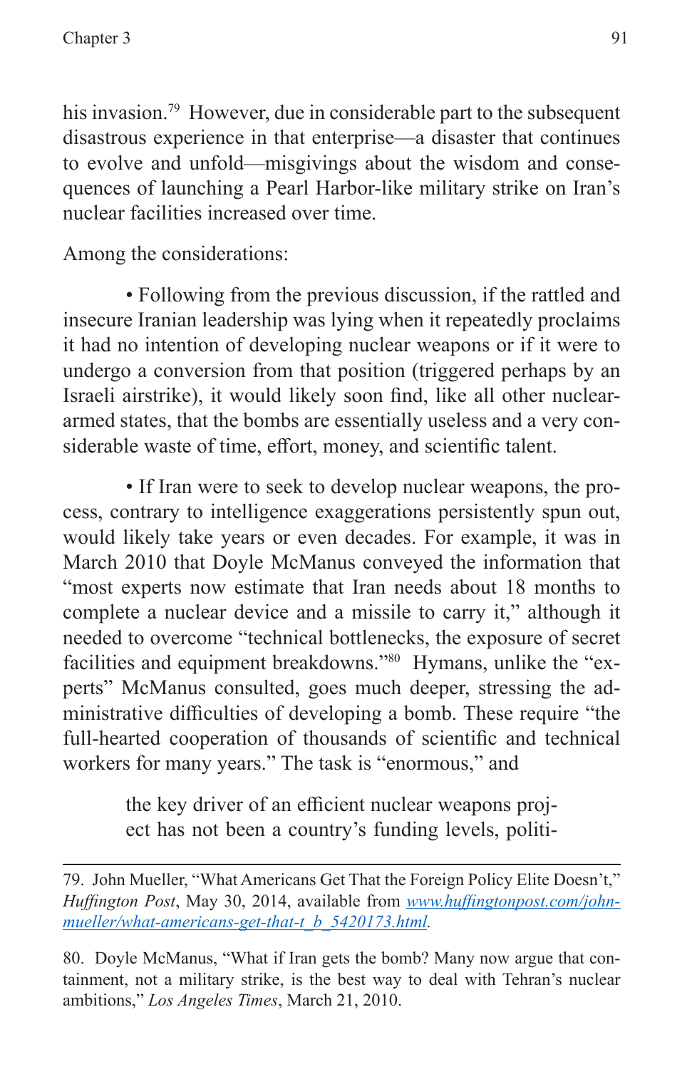his invasion.[79] However, due in considerable part to the subsequent disastrous experience in that enterprise—a disaster that continues to evolve and unfold—misgivings about the wisdom and consequences of launching a Pearl Harbor-like military strike on Iran's nuclear facilities increased over time.

Among the considerations:

• Following from the previous discussion, if the rattled and insecure Iranian leadership was lying when it repeatedly proclaims it had no intention of developing nuclear weapons or if it were to undergo a conversion from that position (triggered perhaps by an Israeli airstrike), it would likely soon find, like all other nuclear-armed states, that the bombs are essentially useless and a very considerable waste of time, effort, money, and scientific talent.

• If Iran were to seek to develop nuclear weapons, the process, contrary to intelligence exaggerations persistently spun out, would likely take years or even decades. For example, it was in March 2010 that Doyle McManus conveyed the information that "most experts now estimate that Iran needs about 18 months to complete a nuclear device and a missile to carry it," although it needed to overcome "technical bottlenecks, the exposure of secret facilities and equipment breakdowns."[80] Hymans, unlike the "experts" McManus consulted, goes much deeper, stressing the administrative difficulties of developing a bomb. These require "the full-hearted cooperation of thousands of scientific and technical workers for many years." The task is "enormous," and

> the key driver of an efficient nuclear weapons project has not been a country's funding levels, politi-

---

79. John Mueller, "What Americans Get That the Foreign Policy Elite Doesn't," *Huffington Post*, May 30, 2014, available from *www.huffingtonpost.com/john-mueller/what-americans-get-that-t_b_5420173.html*.

80. Doyle McManus, "What if Iran gets the bomb? Many now argue that containment, not a military strike, is the best way to deal with Tehran's nuclear ambitions," *Los Angeles Times*, March 21, 2010.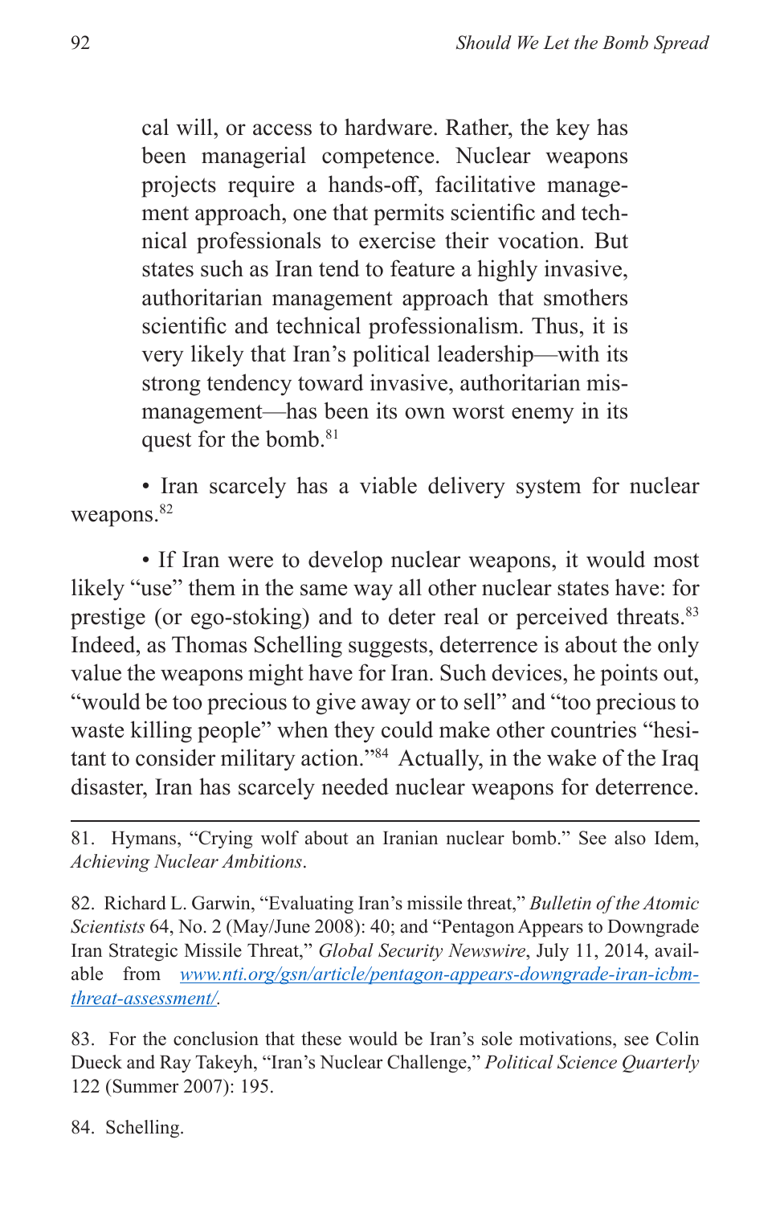> cal will, or access to hardware. Rather, the key has been managerial competence. Nuclear weapons projects require a hands-off, facilitative management approach, one that permits scientific and technical professionals to exercise their vocation. But states such as Iran tend to feature a highly invasive, authoritarian management approach that smothers scientific and technical professionalism. Thus, it is very likely that Iran's political leadership—with its strong tendency toward invasive, authoritarian mismanagement—has been its own worst enemy in its quest for the bomb.[81]

• Iran scarcely has a viable delivery system for nuclear weapons.[82]

• If Iran were to develop nuclear weapons, it would most likely "use" them in the same way all other nuclear states have: for prestige (or ego-stoking) and to deter real or perceived threats.[83] Indeed, as Thomas Schelling suggests, deterrence is about the only value the weapons might have for Iran. Such devices, he points out, "would be too precious to give away or to sell" and "too precious to waste killing people" when they could make other countries "hesitant to consider military action."[84] Actually, in the wake of the Iraq disaster, Iran has scarcely needed nuclear weapons for deterrence.

---

81. Hymans, "Crying wolf about an Iranian nuclear bomb." See also Idem, *Achieving Nuclear Ambitions*.

82. Richard L. Garwin, "Evaluating Iran's missile threat," *Bulletin of the Atomic Scientists* 64, No. 2 (May/June 2008): 40; and "Pentagon Appears to Downgrade Iran Strategic Missile Threat," *Global Security Newswire*, July 11, 2014, available from *www.nti.org/gsn/article/pentagon-appears-downgrade-iran-icbm-threat-assessment/*.

83. For the conclusion that these would be Iran's sole motivations, see Colin Dueck and Ray Takeyh, "Iran's Nuclear Challenge," *Political Science Quarterly* 122 (Summer 2007): 195.

84. Schelling.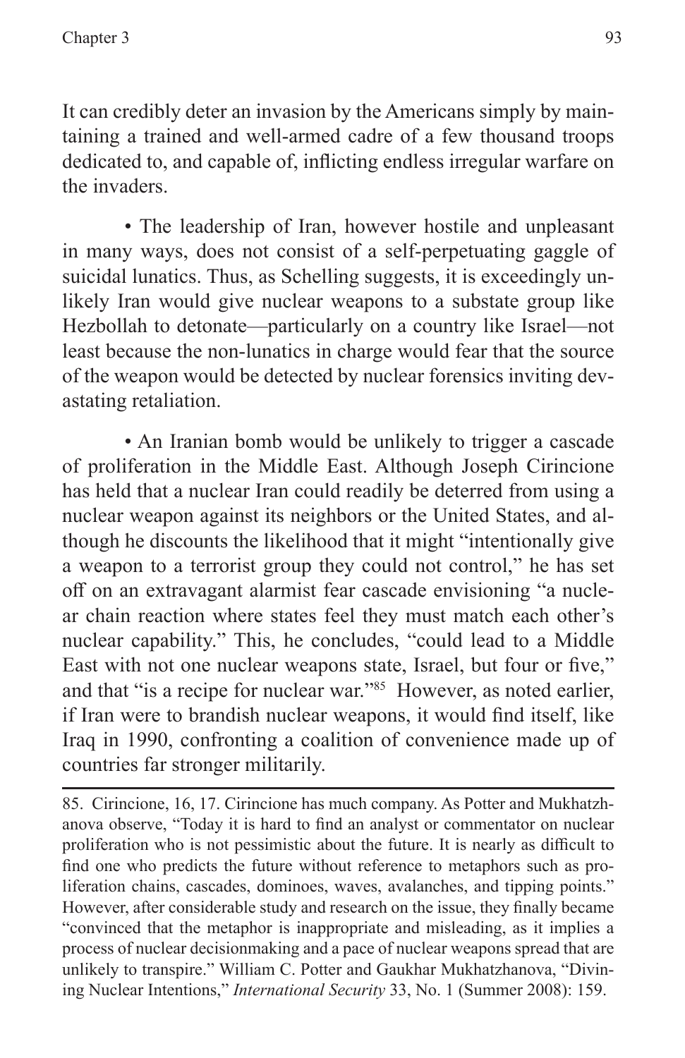It can credibly deter an invasion by the Americans simply by maintaining a trained and well-armed cadre of a few thousand troops dedicated to, and capable of, inflicting endless irregular warfare on the invaders.

• The leadership of Iran, however hostile and unpleasant in many ways, does not consist of a self-perpetuating gaggle of suicidal lunatics. Thus, as Schelling suggests, it is exceedingly unlikely Iran would give nuclear weapons to a substate group like Hezbollah to detonate—particularly on a country like Israel—not least because the non-lunatics in charge would fear that the source of the weapon would be detected by nuclear forensics inviting devastating retaliation.

• An Iranian bomb would be unlikely to trigger a cascade of proliferation in the Middle East. Although Joseph Cirincione has held that a nuclear Iran could readily be deterred from using a nuclear weapon against its neighbors or the United States, and although he discounts the likelihood that it might "intentionally give a weapon to a terrorist group they could not control," he has set off on an extravagant alarmist fear cascade envisioning "a nuclear chain reaction where states feel they must match each other's nuclear capability." This, he concludes, "could lead to a Middle East with not one nuclear weapons state, Israel, but four or five," and that "is a recipe for nuclear war."[85] However, as noted earlier, if Iran were to brandish nuclear weapons, it would find itself, like Iraq in 1990, confronting a coalition of convenience made up of countries far stronger militarily.

---

85. Cirincione, 16, 17. Cirincione has much company. As Potter and Mukhatzhanova observe, "Today it is hard to find an analyst or commentator on nuclear proliferation who is not pessimistic about the future. It is nearly as difficult to find one who predicts the future without reference to metaphors such as proliferation chains, cascades, dominoes, waves, avalanches, and tipping points." However, after considerable study and research on the issue, they finally became "convinced that the metaphor is inappropriate and misleading, as it implies a process of nuclear decisionmaking and a pace of nuclear weapons spread that are unlikely to transpire." William C. Potter and Gaukhar Mukhatzhanova, "Divining Nuclear Intentions," *International Security* 33, No. 1 (Summer 2008): 159.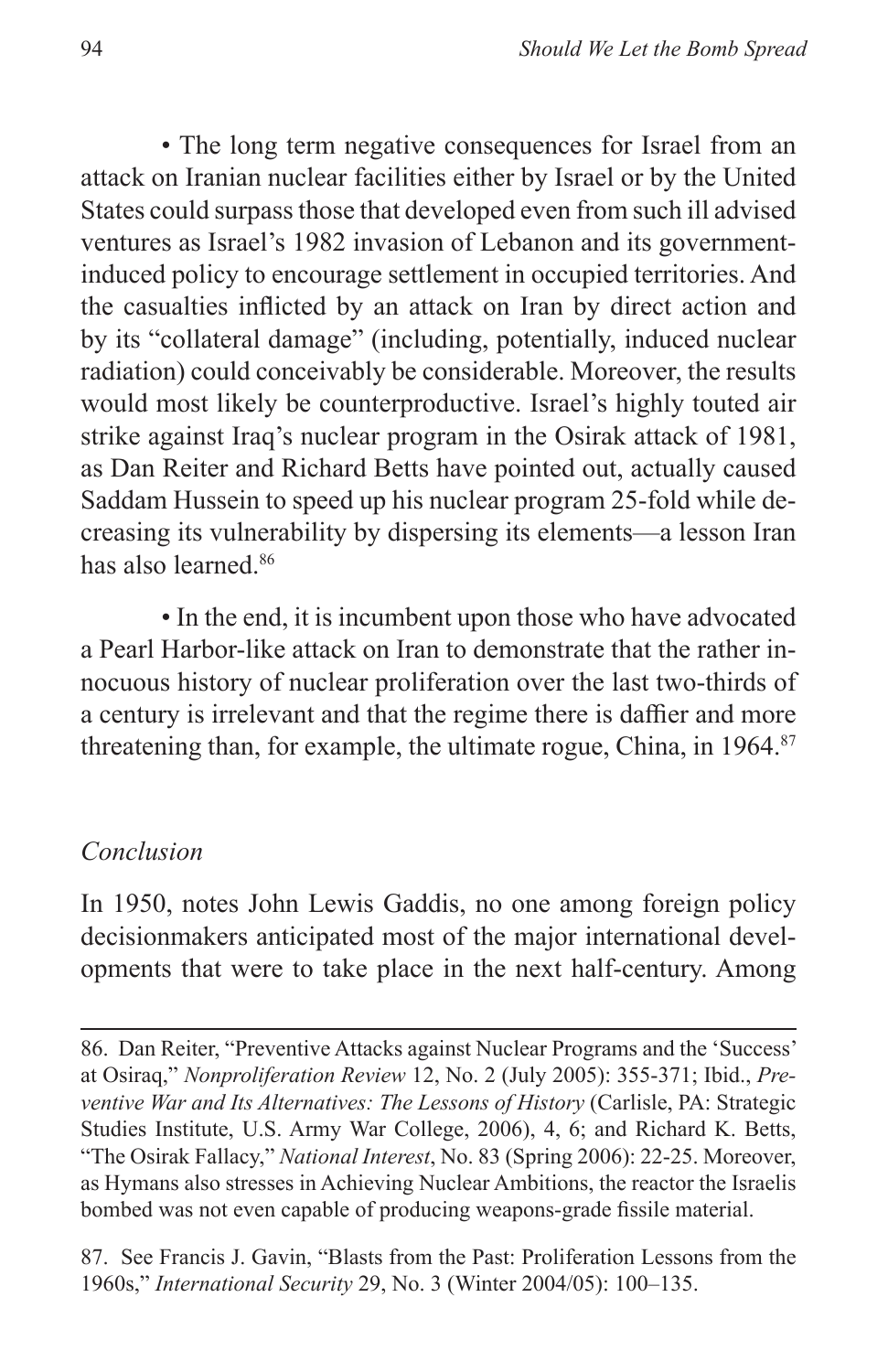• The long term negative consequences for Israel from an attack on Iranian nuclear facilities either by Israel or by the United States could surpass those that developed even from such ill advised ventures as Israel's 1982 invasion of Lebanon and its government-induced policy to encourage settlement in occupied territories. And the casualties inflicted by an attack on Iran by direct action and by its "collateral damage" (including, potentially, induced nuclear radiation) could conceivably be considerable. Moreover, the results would most likely be counterproductive. Israel's highly touted air strike against Iraq's nuclear program in the Osirak attack of 1981, as Dan Reiter and Richard Betts have pointed out, actually caused Saddam Hussein to speed up his nuclear program 25-fold while decreasing its vulnerability by dispersing its elements—a lesson Iran has also learned.[86]

• In the end, it is incumbent upon those who have advocated a Pearl Harbor-like attack on Iran to demonstrate that the rather innocuous history of nuclear proliferation over the last two-thirds of a century is irrelevant and that the regime there is daffier and more threatening than, for example, the ultimate rogue, China, in 1964.[87]

*Conclusion*

In 1950, notes John Lewis Gaddis, no one among foreign policy decisionmakers anticipated most of the major international developments that were to take place in the next half-century. Among

86. Dan Reiter, "Preventive Attacks against Nuclear Programs and the 'Success' at Osiraq," *Nonproliferation Review* 12, No. 2 (July 2005): 355-371; Ibid., *Preventive War and Its Alternatives: The Lessons of History* (Carlisle, PA: Strategic Studies Institute, U.S. Army War College, 2006), 4, 6; and Richard K. Betts, "The Osirak Fallacy," *National Interest*, No. 83 (Spring 2006): 22-25. Moreover, as Hymans also stresses in Achieving Nuclear Ambitions, the reactor the Israelis bombed was not even capable of producing weapons-grade fissile material.

87. See Francis J. Gavin, "Blasts from the Past: Proliferation Lessons from the 1960s," *International Security* 29, No. 3 (Winter 2004/05): 100–135.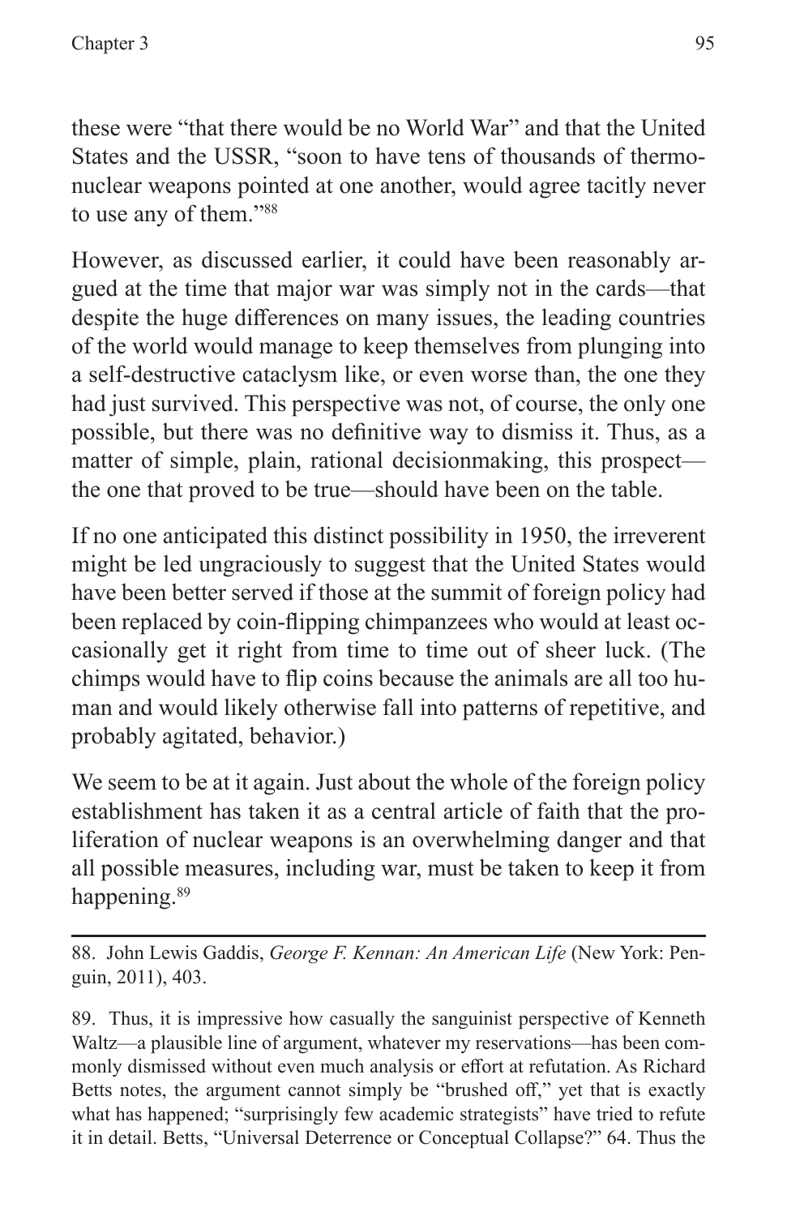these were "that there would be no World War" and that the United States and the USSR, "soon to have tens of thousands of thermonuclear weapons pointed at one another, would agree tacitly never to use any of them."[88]

However, as discussed earlier, it could have been reasonably argued at the time that major war was simply not in the cards—that despite the huge differences on many issues, the leading countries of the world would manage to keep themselves from plunging into a self-destructive cataclysm like, or even worse than, the one they had just survived. This perspective was not, of course, the only one possible, but there was no definitive way to dismiss it. Thus, as a matter of simple, plain, rational decisionmaking, this prospect—the one that proved to be true—should have been on the table.

If no one anticipated this distinct possibility in 1950, the irreverent might be led ungraciously to suggest that the United States would have been better served if those at the summit of foreign policy had been replaced by coin-flipping chimpanzees who would at least occasionally get it right from time to time out of sheer luck. (The chimps would have to flip coins because the animals are all too human and would likely otherwise fall into patterns of repetitive, and probably agitated, behavior.)

We seem to be at it again. Just about the whole of the foreign policy establishment has taken it as a central article of faith that the proliferation of nuclear weapons is an overwhelming danger and that all possible measures, including war, must be taken to keep it from happening.[89]

---

88. John Lewis Gaddis, *George F. Kennan: An American Life* (New York: Penguin, 2011), 403.

89. Thus, it is impressive how casually the sanguinist perspective of Kenneth Waltz—a plausible line of argument, whatever my reservations—has been commonly dismissed without even much analysis or effort at refutation. As Richard Betts notes, the argument cannot simply be "brushed off," yet that is exactly what has happened; "surprisingly few academic strategists" have tried to refute it in detail. Betts, "Universal Deterrence or Conceptual Collapse?" 64. Thus the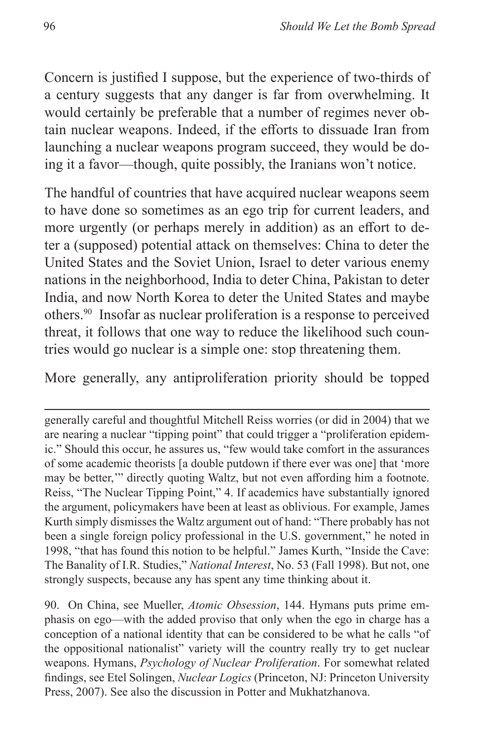Concern is justified I suppose, but the experience of two-thirds of a century suggests that any danger is far from overwhelming. It would certainly be preferable that a number of regimes never obtain nuclear weapons. Indeed, if the efforts to dissuade Iran from launching a nuclear weapons program succeed, they would be doing it a favor—though, quite possibly, the Iranians won't notice.

The handful of countries that have acquired nuclear weapons seem to have done so sometimes as an ego trip for current leaders, and more urgently (or perhaps merely in addition) as an effort to deter a (supposed) potential attack on themselves: China to deter the United States and the Soviet Union, Israel to deter various enemy nations in the neighborhood, India to deter China, Pakistan to deter India, and now North Korea to deter the United States and maybe others.[90] Insofar as nuclear proliferation is a response to perceived threat, it follows that one way to reduce the likelihood such countries would go nuclear is a simple one: stop threatening them.

More generally, any antiproliferation priority should be topped

---

generally careful and thoughtful Mitchell Reiss worries (or did in 2004) that we are nearing a nuclear "tipping point" that could trigger a "proliferation epidemic." Should this occur, he assures us, "few would take comfort in the assurances of some academic theorists [a double putdown if there ever was one] that 'more may be better,'" directly quoting Waltz, but not even affording him a footnote. Reiss, "The Nuclear Tipping Point," 4. If academics have substantially ignored the argument, policymakers have been at least as oblivious. For example, James Kurth simply dismisses the Waltz argument out of hand: "There probably has not been a single foreign policy professional in the U.S. government," he noted in 1998, "that has found this notion to be helpful." James Kurth, "Inside the Cave: The Banality of I.R. Studies," *National Interest*, No. 53 (Fall 1998). But not, one strongly suspects, because any has spent any time thinking about it.

90. On China, see Mueller, *Atomic Obsession*, 144. Hymans puts prime emphasis on ego—with the added proviso that only when the ego in charge has a conception of a national identity that can be considered to be what he calls "of the oppositional nationalist" variety will the country really try to get nuclear weapons. Hymans, *Psychology of Nuclear Proliferation*. For somewhat related findings, see Etel Solingen, *Nuclear Logics* (Princeton, NJ: Princeton University Press, 2007). See also the discussion in Potter and Mukhatzhanova.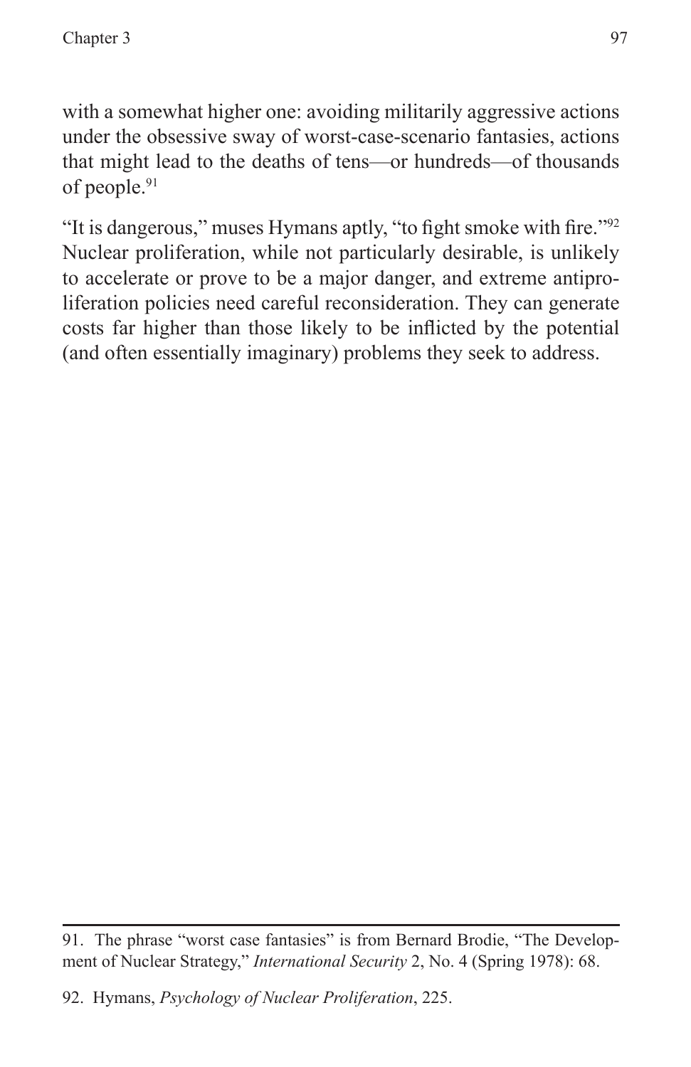with a somewhat higher one: avoiding militarily aggressive actions under the obsessive sway of worst-case-scenario fantasies, actions that might lead to the deaths of tens—or hundreds—of thousands of people.[91]

"It is dangerous," muses Hymans aptly, "to fight smoke with fire."[92] Nuclear proliferation, while not particularly desirable, is unlikely to accelerate or prove to be a major danger, and extreme antiproliferation policies need careful reconsideration. They can generate costs far higher than those likely to be inflicted by the potential (and often essentially imaginary) problems they seek to address.

---

91. The phrase "worst case fantasies" is from Bernard Brodie, "The Development of Nuclear Strategy," *International Security* 2, No. 4 (Spring 1978): 68.

92. Hymans, *Psychology of Nuclear Proliferation*, 225.